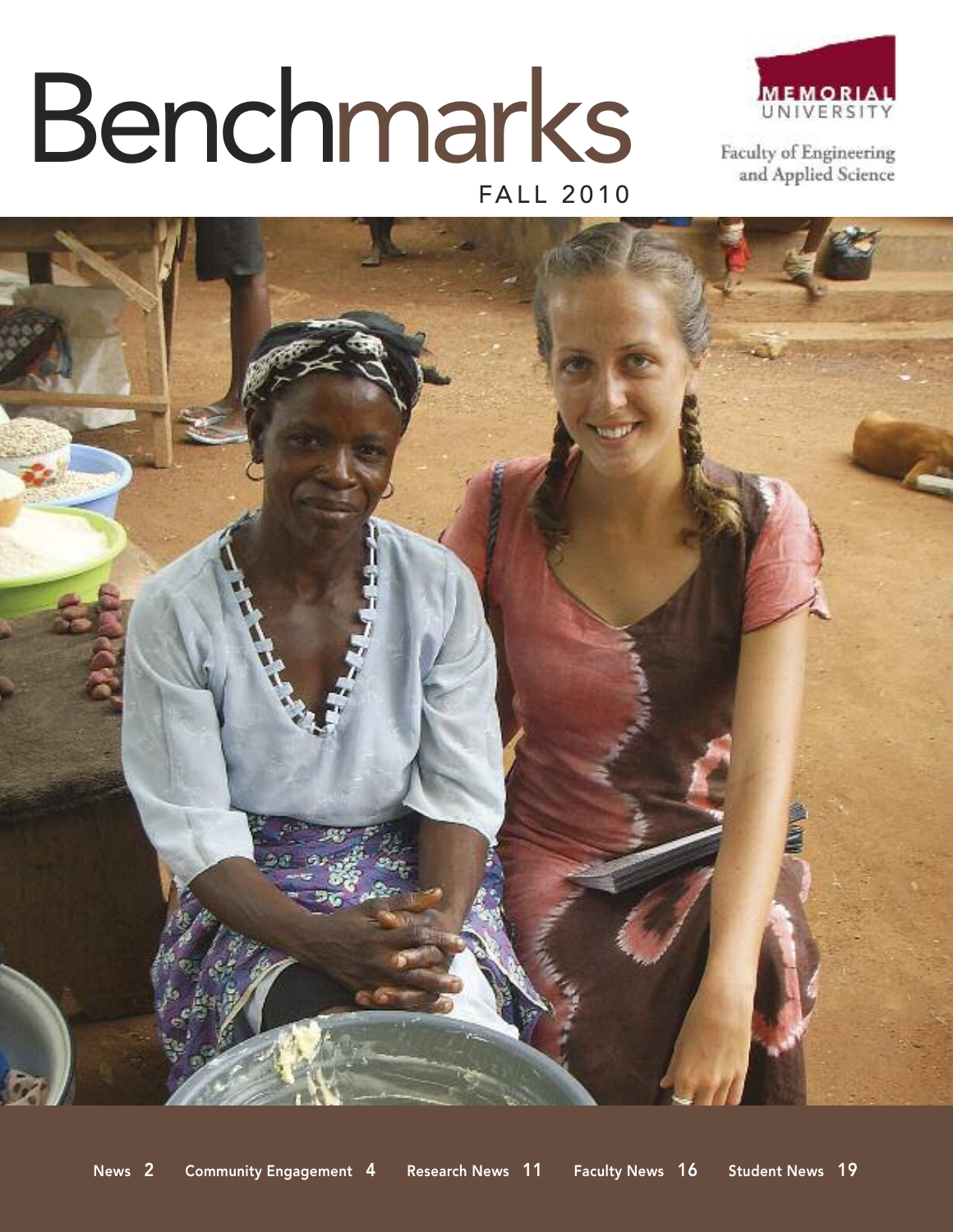# Benchmarks

FALL 2010

MEMORIAL UNIVERSITY

Faculty of Engineering and Applied Science

News 2 Community Engagement 4 Research News 11 Faculty News 16 Student News 19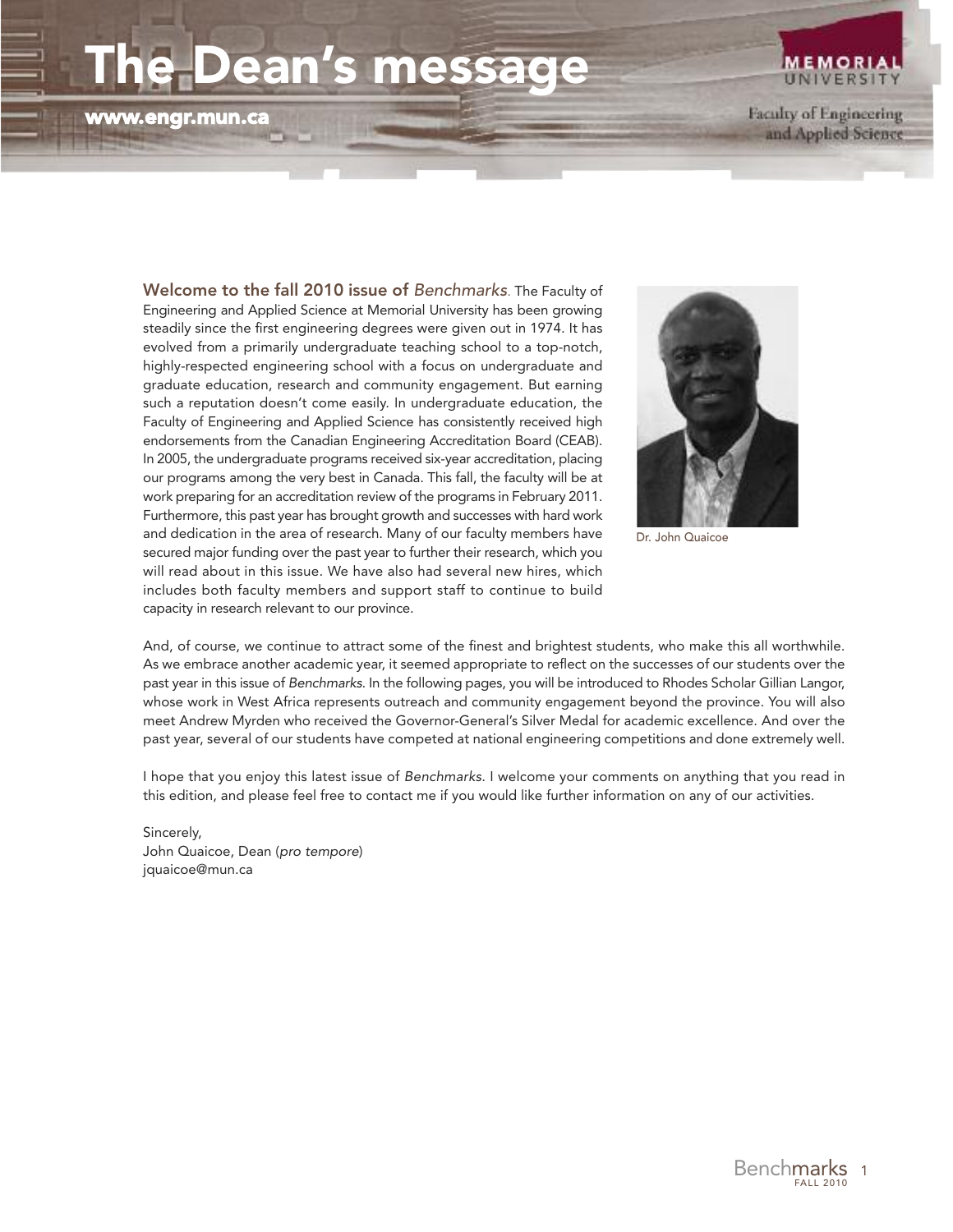# The Dean's message

www.engr.mun.ca

MEMORIAL UNIVERSITY

Faculty of Engineering and Applied Science

**Welcome to the fall 2010 issue of *Benchmarks*.** The Faculty of Engineering and Applied Science at Memorial University has been growing steadily since the first engineering degrees were given out in 1974. It has evolved from a primarily undergraduate teaching school to a top-notch, highly-respected engineering school with a focus on undergraduate and graduate education, research and community engagement. But earning such a reputation doesn't come easily. In undergraduate education, the Faculty of Engineering and Applied Science has consistently received high endorsements from the Canadian Engineering Accreditation Board (CEAB). In 2005, the undergraduate programs received six-year accreditation, placing our programs among the very best in Canada. This fall, the faculty will be at work preparing for an accreditation review of the programs in February 2011. Furthermore, this past year has brought growth and successes with hard work and dedication in the area of research. Many of our faculty members have secured major funding over the past year to further their research, which you will read about in this issue. We have also had several new hires, which includes both faculty members and support staff to continue to build capacity in research relevant to our province.

Dr. John Quaicoe

And, of course, we continue to attract some of the finest and brightest students, who make this all worthwhile. As we embrace another academic year, it seemed appropriate to reflect on the successes of our students over the past year in this issue of *Benchmarks*. In the following pages, you will be introduced to Rhodes Scholar Gillian Langor, whose work in West Africa represents outreach and community engagement beyond the province. You will also meet Andrew Myrden who received the Governor-General's Silver Medal for academic excellence. And over the past year, several of our students have competed at national engineering competitions and done extremely well.

I hope that you enjoy this latest issue of *Benchmarks*. I welcome your comments on anything that you read in this edition, and please feel free to contact me if you would like further information on any of our activities.

Sincerely,
John Quaicoe, Dean (*pro tempore*)
jquaicoe@mun.ca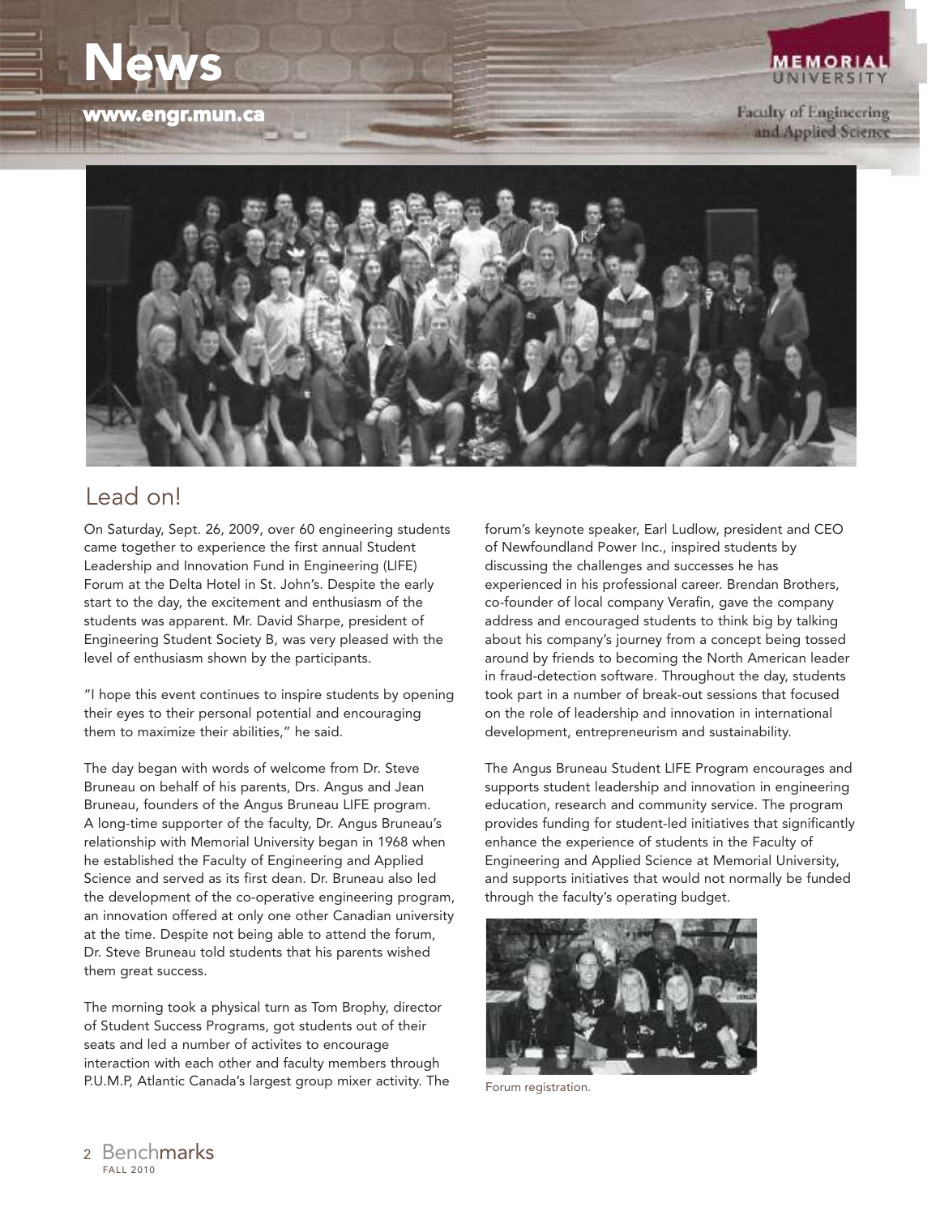# News

www.engr.mun.ca

## Lead on!

On Saturday, Sept. 26, 2009, over 60 engineering students came together to experience the first annual Student Leadership and Innovation Fund in Engineering (LIFE) Forum at the Delta Hotel in St. John's. Despite the early start to the day, the excitement and enthusiasm of the students was apparent. Mr. David Sharpe, president of Engineering Student Society B, was very pleased with the level of enthusiasm shown by the participants.

"I hope this event continues to inspire students by opening their eyes to their personal potential and encouraging them to maximize their abilities," he said.

The day began with words of welcome from Dr. Steve Bruneau on behalf of his parents, Drs. Angus and Jean Bruneau, founders of the Angus Bruneau LIFE program. A long-time supporter of the faculty, Dr. Angus Bruneau's relationship with Memorial University began in 1968 when he established the Faculty of Engineering and Applied Science and served as its first dean. Dr. Bruneau also led the development of the co-operative engineering program, an innovation offered at only one other Canadian university at the time. Despite not being able to attend the forum, Dr. Steve Bruneau told students that his parents wished them great success.

The morning took a physical turn as Tom Brophy, director of Student Success Programs, got students out of their seats and led a number of activites to encourage interaction with each other and faculty members through P.U.M.P, Atlantic Canada's largest group mixer activity. The forum's keynote speaker, Earl Ludlow, president and CEO of Newfoundland Power Inc., inspired students by discussing the challenges and successes he has experienced in his professional career. Brendan Brothers, co-founder of local company Verafin, gave the company address and encouraged students to think big by talking about his company's journey from a concept being tossed around by friends to becoming the North American leader in fraud-detection software. Throughout the day, students took part in a number of break-out sessions that focused on the role of leadership and innovation in international development, entrepreneurism and sustainability.

The Angus Bruneau Student LIFE Program encourages and supports student leadership and innovation in engineering education, research and community service. The program provides funding for student-led initiatives that significantly enhance the experience of students in the Faculty of Engineering and Applied Science at Memorial University, and supports initiatives that would not normally be funded through the faculty's operating budget.

Forum registration.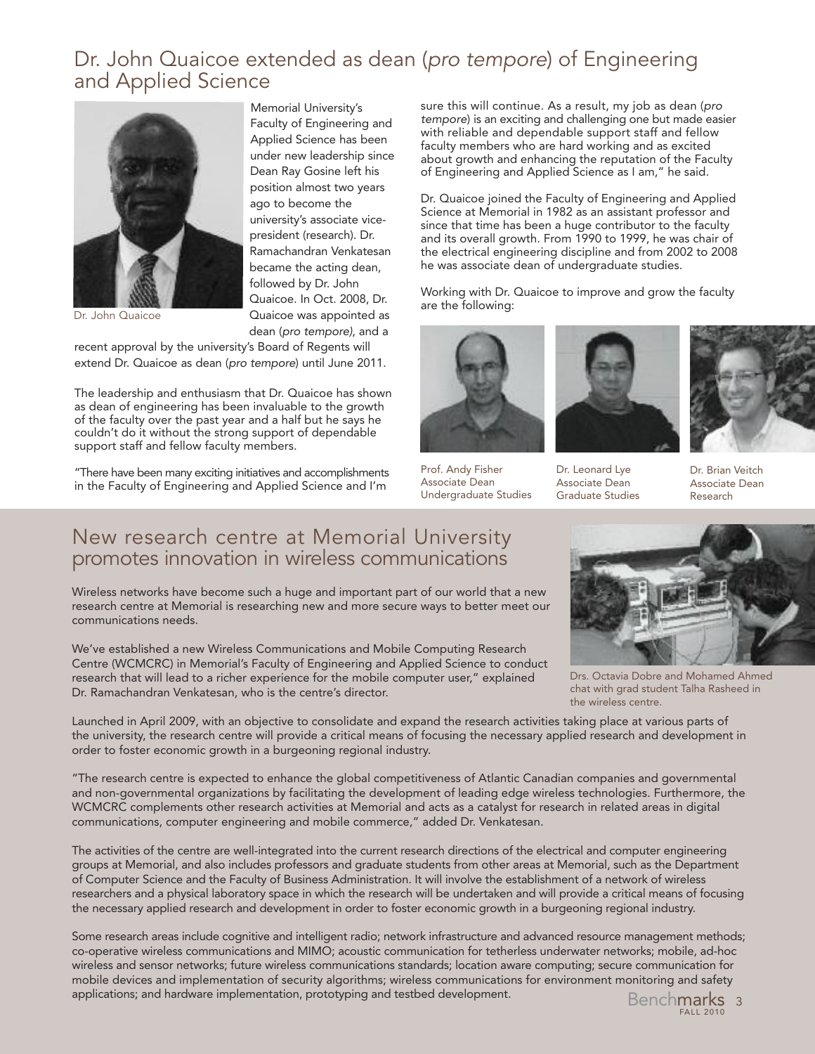## Dr. John Quaicoe extended as dean (*pro tempore*) of Engineering and Applied Science

Dr. John Quaicoe

Memorial University's Faculty of Engineering and Applied Science has been under new leadership since Dean Ray Gosine left his position almost two years ago to become the university's associate vice-president (research). Dr. Ramachandran Venkatesan became the acting dean, followed by Dr. John Quaicoe. In Oct. 2008, Dr. Quaicoe was appointed as dean (*pro tempore*), and a recent approval by the university's Board of Regents will extend Dr. Quaicoe as dean (*pro tempore*) until June 2011.

The leadership and enthusiasm that Dr. Quaicoe has shown as dean of engineering has been invaluable to the growth of the faculty over the past year and a half but he says he couldn't do it without the strong support of dependable support staff and fellow faculty members.

"There have been many exciting initiatives and accomplishments in the Faculty of Engineering and Applied Science and I'm sure this will continue. As a result, my job as dean (*pro tempore*) is an exciting and challenging one but made easier with reliable and dependable support staff and fellow faculty members who are hard working and as excited about growth and enhancing the reputation of the Faculty of Engineering and Applied Science as I am," he said.

Dr. Quaicoe joined the Faculty of Engineering and Applied Science at Memorial in 1982 as an assistant professor and since that time has been a huge contributor to the faculty and its overall growth. From 1990 to 1999, he was chair of the electrical engineering discipline and from 2002 to 2008 he was associate dean of undergraduate studies.

Working with Dr. Quaicoe to improve and grow the faculty are the following:

Prof. Andy Fisher
Associate Dean
Undergraduate Studies

Dr. Leonard Lye
Associate Dean
Graduate Studies

Dr. Brian Veitch
Associate Dean
Research

## New research centre at Memorial University promotes innovation in wireless communications

Wireless networks have become such a huge and important part of our world that a new research centre at Memorial is researching new and more secure ways to better meet our communications needs.

We've established a new Wireless Communications and Mobile Computing Research Centre (WCMCRC) in Memorial's Faculty of Engineering and Applied Science to conduct research that will lead to a richer experience for the mobile computer user," explained Dr. Ramachandran Venkatesan, who is the centre's director.

Drs. Octavia Dobre and Mohamed Ahmed chat with grad student Talha Rasheed in the wireless centre.

Launched in April 2009, with an objective to consolidate and expand the research activities taking place at various parts of the university, the research centre will provide a critical means of focusing the necessary applied research and development in order to foster economic growth in a burgeoning regional industry.

"The research centre is expected to enhance the global competitiveness of Atlantic Canadian companies and governmental and non-governmental organizations by facilitating the development of leading edge wireless technologies. Furthermore, the WCMCRC complements other research activities at Memorial and acts as a catalyst for research in related areas in digital communications, computer engineering and mobile commerce," added Dr. Venkatesan.

The activities of the centre are well-integrated into the current research directions of the electrical and computer engineering groups at Memorial, and also includes professors and graduate students from other areas at Memorial, such as the Department of Computer Science and the Faculty of Business Administration. It will involve the establishment of a network of wireless researchers and a physical laboratory space in which the research will be undertaken and will provide a critical means of focusing the necessary applied research and development in order to foster economic growth in a burgeoning regional industry.

Some research areas include cognitive and intelligent radio; network infrastructure and advanced resource management methods; co-operative wireless communications and MIMO; acoustic communication for tetherless underwater networks; mobile, ad-hoc wireless and sensor networks; future wireless communications standards; location aware computing; secure communication for mobile devices and implementation of security algorithms; wireless communications for environment monitoring and safety applications; and hardware implementation, prototyping and testbed development.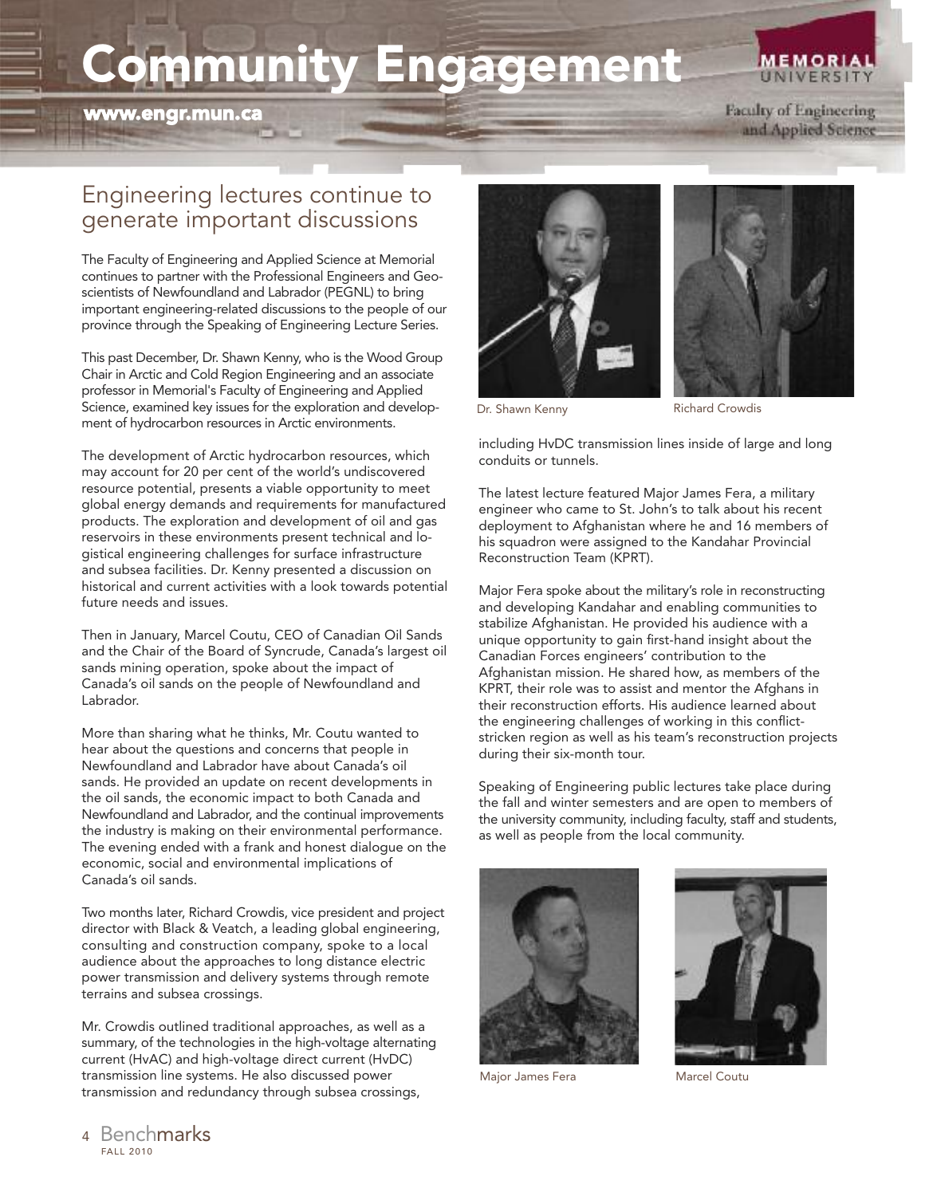# Community Engagement

## Engineering lectures continue to generate important discussions

The Faculty of Engineering and Applied Science at Memorial continues to partner with the Professional Engineers and Geoscientists of Newfoundland and Labrador (PEGNL) to bring important engineering-related discussions to the people of our province through the Speaking of Engineering Lecture Series.

This past December, Dr. Shawn Kenny, who is the Wood Group Chair in Arctic and Cold Region Engineering and an associate professor in Memorial's Faculty of Engineering and Applied Science, examined key issues for the exploration and development of hydrocarbon resources in Arctic environments.

The development of Arctic hydrocarbon resources, which may account for 20 per cent of the world's undiscovered resource potential, presents a viable opportunity to meet global energy demands and requirements for manufactured products. The exploration and development of oil and gas reservoirs in these environments present technical and logistical engineering challenges for surface infrastructure and subsea facilities. Dr. Kenny presented a discussion on historical and current activities with a look towards potential future needs and issues.

Then in January, Marcel Coutu, CEO of Canadian Oil Sands and the Chair of the Board of Syncrude, Canada's largest oil sands mining operation, spoke about the impact of Canada's oil sands on the people of Newfoundland and Labrador.

More than sharing what he thinks, Mr. Coutu wanted to hear about the questions and concerns that people in Newfoundland and Labrador have about Canada's oil sands. He provided an update on recent developments in the oil sands, the economic impact to both Canada and Newfoundland and Labrador, and the continual improvements the industry is making on their environmental performance. The evening ended with a frank and honest dialogue on the economic, social and environmental implications of Canada's oil sands.

Two months later, Richard Crowdis, vice president and project director with Black & Veatch, a leading global engineering, consulting and construction company, spoke to a local audience about the approaches to long distance electric power transmission and delivery systems through remote terrains and subsea crossings.

Mr. Crowdis outlined traditional approaches, as well as a summary, of the technologies in the high-voltage alternating current (HvAC) and high-voltage direct current (HvDC) transmission line systems. He also discussed power transmission and redundancy through subsea crossings, including HvDC transmission lines inside of large and long conduits or tunnels.

Dr. Shawn Kenny

Richard Crowdis

The latest lecture featured Major James Fera, a military engineer who came to St. John's to talk about his recent deployment to Afghanistan where he and 16 members of his squadron were assigned to the Kandahar Provincial Reconstruction Team (KPRT).

Major Fera spoke about the military's role in reconstructing and developing Kandahar and enabling communities to stabilize Afghanistan. He provided his audience with a unique opportunity to gain first-hand insight about the Canadian Forces engineers' contribution to the Afghanistan mission. He shared how, as members of the KPRT, their role was to assist and mentor the Afghans in their reconstruction efforts. His audience learned about the engineering challenges of working in this conflict-stricken region as well as his team's reconstruction projects during their six-month tour.

Speaking of Engineering public lectures take place during the fall and winter semesters and are open to members of the university community, including faculty, staff and students, as well as people from the local community.

Major James Fera

Marcel Coutu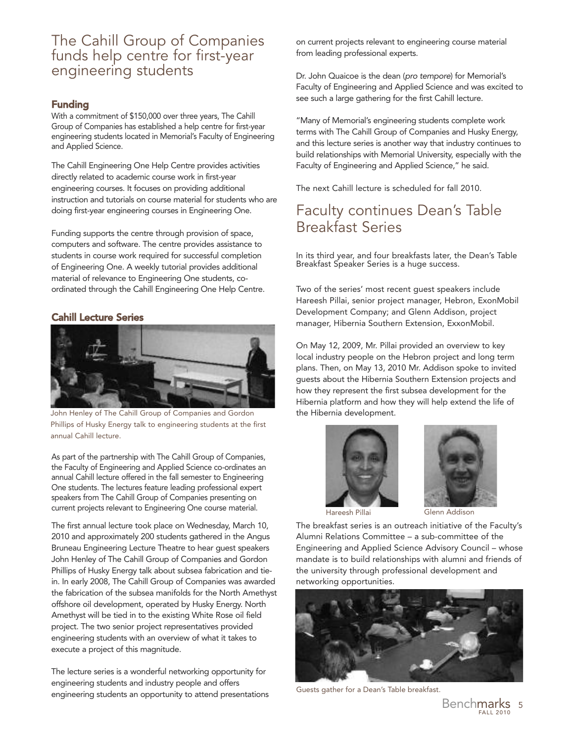# The Cahill Group of Companies funds help centre for first-year engineering students

## Funding

With a commitment of $150,000 over three years, The Cahill Group of Companies has established a help centre for first-year engineering students located in Memorial's Faculty of Engineering and Applied Science.

The Cahill Engineering One Help Centre provides activities directly related to academic course work in first-year engineering courses. It focuses on providing additional instruction and tutorials on course material for students who are doing first-year engineering courses in Engineering One.

Funding supports the centre through provision of space, computers and software. The centre provides assistance to students in course work required for successful completion of Engineering One. A weekly tutorial provides additional material of relevance to Engineering One students, co-ordinated through the Cahill Engineering One Help Centre.

## Cahill Lecture Series

John Henley of The Cahill Group of Companies and Gordon Phillips of Husky Energy talk to engineering students at the first annual Cahill lecture.

As part of the partnership with The Cahill Group of Companies, the Faculty of Engineering and Applied Science co-ordinates an annual Cahill lecture offered in the fall semester to Engineering One students. The lectures feature leading professional expert speakers from The Cahill Group of Companies presenting on current projects relevant to Engineering One course material.

The first annual lecture took place on Wednesday, March 10, 2010 and approximately 200 students gathered in the Angus Bruneau Engineering Lecture Theatre to hear guest speakers John Henley of The Cahill Group of Companies and Gordon Phillips of Husky Energy talk about subsea fabrication and tie-in. In early 2008, The Cahill Group of Companies was awarded the fabrication of the subsea manifolds for the North Amethyst offshore oil development, operated by Husky Energy. North Amethyst will be tied in to the existing White Rose oil field project. The two senior project representatives provided engineering students with an overview of what it takes to execute a project of this magnitude.

The lecture series is a wonderful networking opportunity for engineering students and industry people and offers engineering students an opportunity to attend presentations on current projects relevant to engineering course material from leading professional experts.

Dr. John Quaicoe is the dean (*pro tempore*) for Memorial's Faculty of Engineering and Applied Science and was excited to see such a large gathering for the first Cahill lecture.

"Many of Memorial's engineering students complete work terms with The Cahill Group of Companies and Husky Energy, and this lecture series is another way that industry continues to build relationships with Memorial University, especially with the Faculty of Engineering and Applied Science," he said.

The next Cahill lecture is scheduled for fall 2010.

# Faculty continues Dean's Table Breakfast Series

In its third year, and four breakfasts later, the Dean's Table Breakfast Speaker Series is a huge success.

Two of the series' most recent guest speakers include Hareesh Pillai, senior project manager, Hebron, ExxonMobil Development Company; and Glenn Addison, project manager, Hibernia Southern Extension, ExxonMobil.

On May 12, 2009, Mr. Pillai provided an overview to key local industry people on the Hebron project and long term plans. Then, on May 13, 2010 Mr. Addison spoke to invited guests about the Hibernia Southern Extension projects and how they represent the first subsea development for the Hibernia platform and how they will help extend the life of the Hibernia development.

Hareesh Pillai

Glenn Addison

The breakfast series is an outreach initiative of the Faculty's Alumni Relations Committee – a sub-committee of the Engineering and Applied Science Advisory Council – whose mandate is to build relationships with alumni and friends of the university through professional development and networking opportunities.

Guests gather for a Dean's Table breakfast.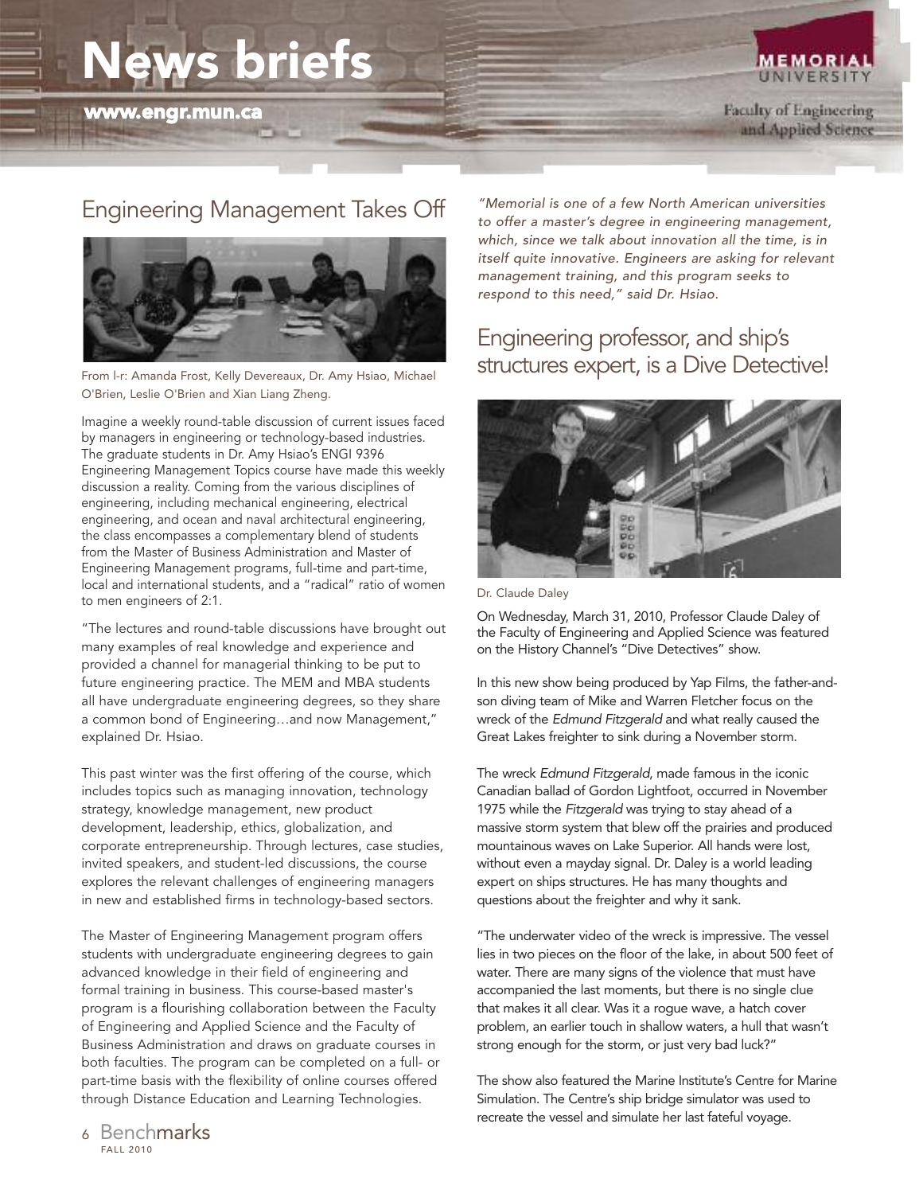# News briefs

www.engr.mun.ca

## Engineering Management Takes Off

From l-r: Amanda Frost, Kelly Devereaux, Dr. Amy Hsiao, Michael O'Brien, Leslie O'Brien and Xian Liang Zheng.

Imagine a weekly round-table discussion of current issues faced by managers in engineering or technology-based industries. The graduate students in Dr. Amy Hsiao's ENGI 9396 Engineering Management Topics course have made this weekly discussion a reality. Coming from the various disciplines of engineering, including mechanical engineering, electrical engineering, and ocean and naval architectural engineering, the class encompasses a complementary blend of students from the Master of Business Administration and Master of Engineering Management programs, full-time and part-time, local and international students, and a "radical" ratio of women to men engineers of 2:1.

"The lectures and round-table discussions have brought out many examples of real knowledge and experience and provided a channel for managerial thinking to be put to future engineering practice. The MEM and MBA students all have undergraduate engineering degrees, so they share a common bond of Engineering…and now Management," explained Dr. Hsiao.

This past winter was the first offering of the course, which includes topics such as managing innovation, technology strategy, knowledge management, new product development, leadership, ethics, globalization, and corporate entrepreneurship. Through lectures, case studies, invited speakers, and student-led discussions, the course explores the relevant challenges of engineering managers in new and established firms in technology-based sectors.

The Master of Engineering Management program offers students with undergraduate engineering degrees to gain advanced knowledge in their field of engineering and formal training in business. This course-based master's program is a flourishing collaboration between the Faculty of Engineering and Applied Science and the Faculty of Business Administration and draws on graduate courses in both faculties. The program can be completed on a full- or part-time basis with the flexibility of online courses offered through Distance Education and Learning Technologies.

*"Memorial is one of a few North American universities to offer a master's degree in engineering management, which, since we talk about innovation all the time, is in itself quite innovative. Engineers are asking for relevant management training, and this program seeks to respond to this need," said Dr. Hsiao.*

## Engineering professor, and ship's structures expert, is a Dive Detective!

Dr. Claude Daley

On Wednesday, March 31, 2010, Professor Claude Daley of the Faculty of Engineering and Applied Science was featured on the History Channel's "Dive Detectives" show.

In this new show being produced by Yap Films, the father-and-son diving team of Mike and Warren Fletcher focus on the wreck of the *Edmund Fitzgerald* and what really caused the Great Lakes freighter to sink during a November storm.

The wreck *Edmund Fitzgerald*, made famous in the iconic Canadian ballad of Gordon Lightfoot, occurred in November 1975 while the *Fitzgerald* was trying to stay ahead of a massive storm system that blew off the prairies and produced mountainous waves on Lake Superior. All hands were lost, without even a mayday signal. Dr. Daley is a world leading expert on ships structures. He has many thoughts and questions about the freighter and why it sank.

"The underwater video of the wreck is impressive. The vessel lies in two pieces on the floor of the lake, in about 500 feet of water. There are many signs of the violence that must have accompanied the last moments, but there is no single clue that makes it all clear. Was it a rogue wave, a hatch cover problem, an earlier touch in shallow waters, a hull that wasn't strong enough for the storm, or just very bad luck?"

The show also featured the Marine Institute's Centre for Marine Simulation. The Centre's ship bridge simulator was used to recreate the vessel and simulate her last fateful voyage.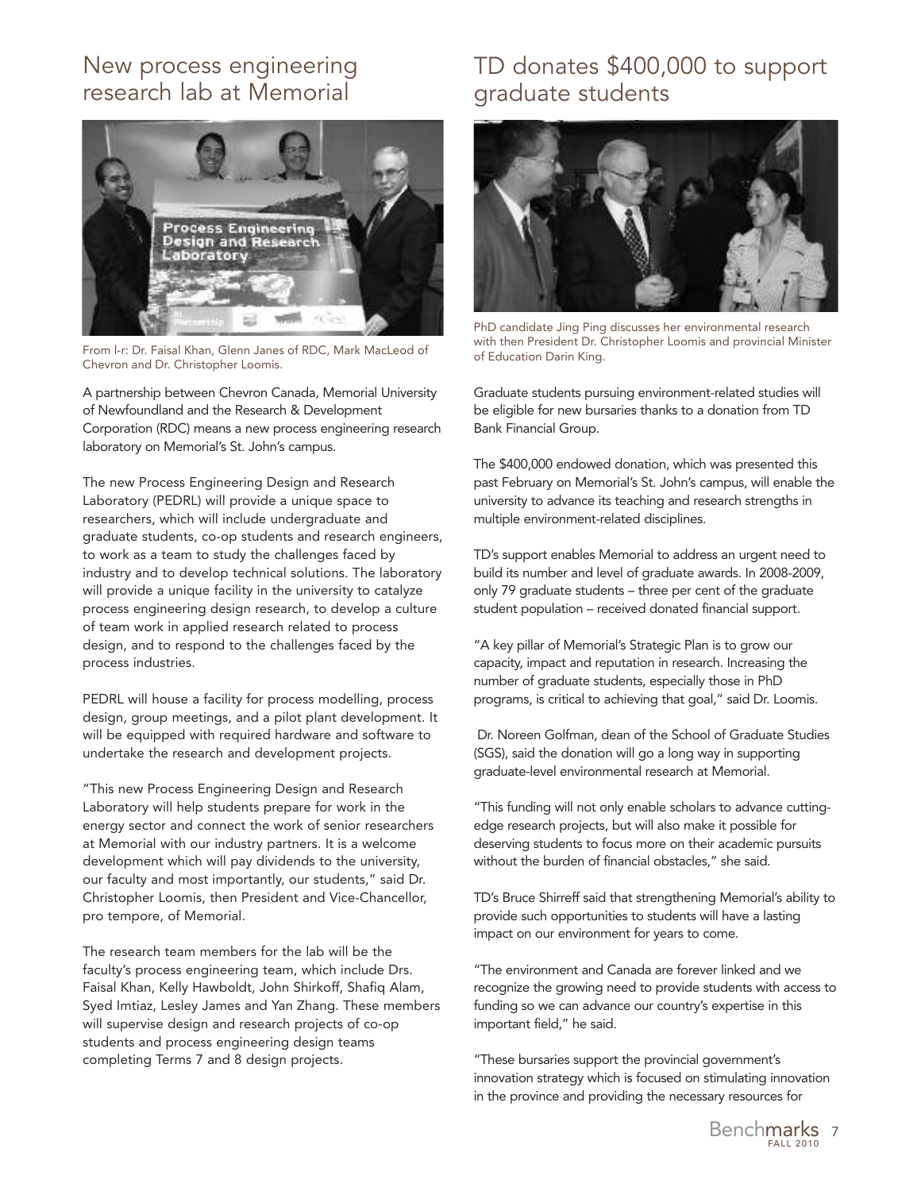## New process engineering research lab at Memorial

From l-r: Dr. Faisal Khan, Glenn Janes of RDC, Mark MacLeod of Chevron and Dr. Christopher Loomis.

A partnership between Chevron Canada, Memorial University of Newfoundland and the Research & Development Corporation (RDC) means a new process engineering research laboratory on Memorial's St. John's campus.

The new Process Engineering Design and Research Laboratory (PEDRL) will provide a unique space to researchers, which will include undergraduate and graduate students, co-op students and research engineers, to work as a team to study the challenges faced by industry and to develop technical solutions. The laboratory will provide a unique facility in the university to catalyze process engineering design research, to develop a culture of team work in applied research related to process design, and to respond to the challenges faced by the process industries.

PEDRL will house a facility for process modelling, process design, group meetings, and a pilot plant development. It will be equipped with required hardware and software to undertake the research and development projects.

"This new Process Engineering Design and Research Laboratory will help students prepare for work in the energy sector and connect the work of senior researchers at Memorial with our industry partners. It is a welcome development which will pay dividends to the university, our faculty and most importantly, our students," said Dr. Christopher Loomis, then President and Vice-Chancellor, pro tempore, of Memorial.

The research team members for the lab will be the faculty's process engineering team, which include Drs. Faisal Khan, Kelly Hawboldt, John Shirkoff, Shafiq Alam, Syed Imtiaz, Lesley James and Yan Zhang. These members will supervise design and research projects of co-op students and process engineering design teams completing Terms 7 and 8 design projects.

## TD donates $400,000 to support graduate students

PhD candidate Jing Ping discusses her environmental research with then President Dr. Christopher Loomis and provincial Minister of Education Darin King.

Graduate students pursuing environment-related studies will be eligible for new bursaries thanks to a donation from TD Bank Financial Group.

The $400,000 endowed donation, which was presented this past February on Memorial's St. John's campus, will enable the university to advance its teaching and research strengths in multiple environment-related disciplines.

TD's support enables Memorial to address an urgent need to build its number and level of graduate awards. In 2008-2009, only 79 graduate students – three per cent of the graduate student population – received donated financial support.

"A key pillar of Memorial's Strategic Plan is to grow our capacity, impact and reputation in research. Increasing the number of graduate students, especially those in PhD programs, is critical to achieving that goal," said Dr. Loomis.

Dr. Noreen Golfman, dean of the School of Graduate Studies (SGS), said the donation will go a long way in supporting graduate-level environmental research at Memorial.

"This funding will not only enable scholars to advance cutting-edge research projects, but will also make it possible for deserving students to focus more on their academic pursuits without the burden of financial obstacles," she said.

TD's Bruce Shirreff said that strengthening Memorial's ability to provide such opportunities to students will have a lasting impact on our environment for years to come.

"The environment and Canada are forever linked and we recognize the growing need to provide students with access to funding so we can advance our country's expertise in this important field," he said.

"These bursaries support the provincial government's innovation strategy which is focused on stimulating innovation in the province and providing the necessary resources for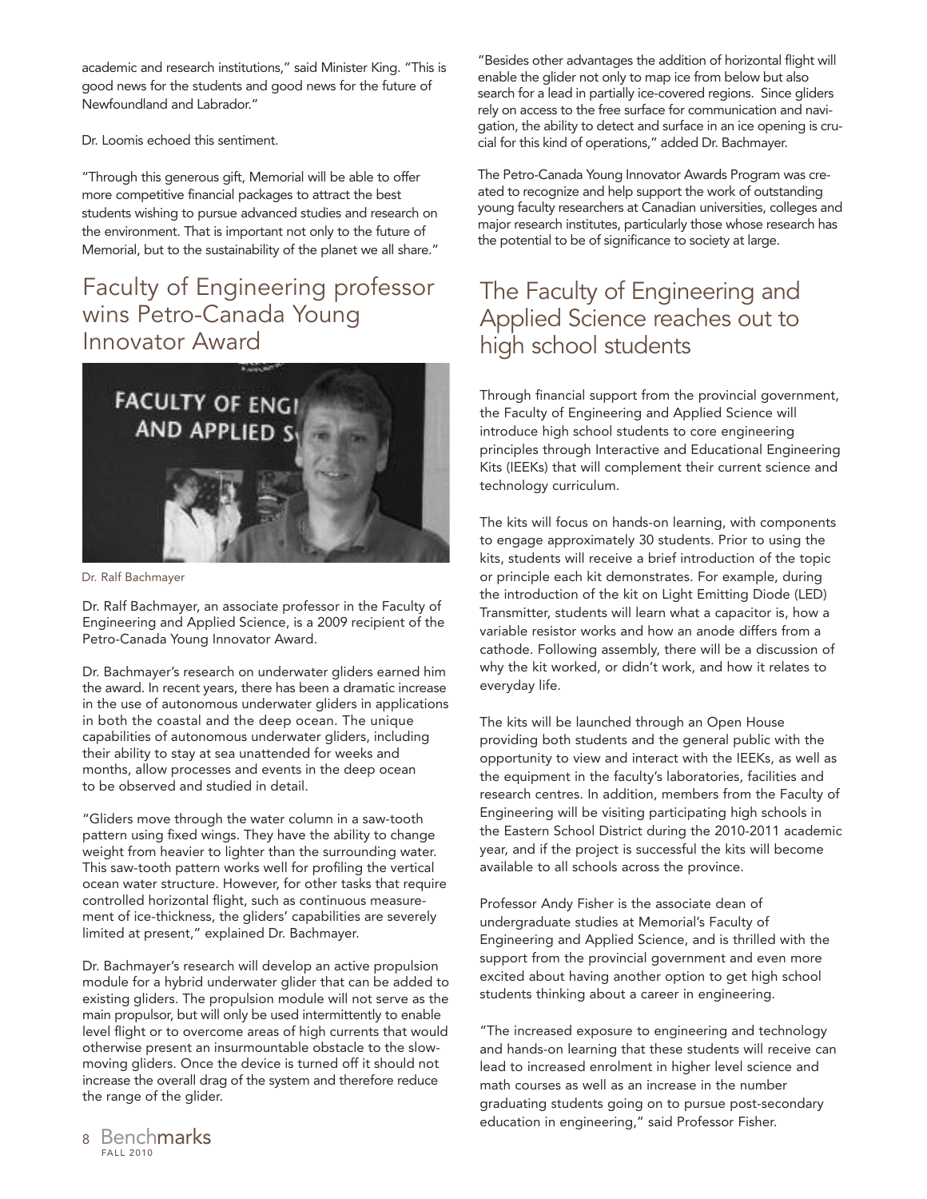academic and research institutions," said Minister King. "This is good news for the students and good news for the future of Newfoundland and Labrador."

Dr. Loomis echoed this sentiment.

"Through this generous gift, Memorial will be able to offer more competitive financial packages to attract the best students wishing to pursue advanced studies and research on the environment. That is important not only to the future of Memorial, but to the sustainability of the planet we all share."

## Faculty of Engineering professor wins Petro-Canada Young Innovator Award

Dr. Ralf Bachmayer

Dr. Ralf Bachmayer, an associate professor in the Faculty of Engineering and Applied Science, is a 2009 recipient of the Petro-Canada Young Innovator Award.

Dr. Bachmayer's research on underwater gliders earned him the award. In recent years, there has been a dramatic increase in the use of autonomous underwater gliders in applications in both the coastal and the deep ocean. The unique capabilities of autonomous underwater gliders, including their ability to stay at sea unattended for weeks and months, allow processes and events in the deep ocean to be observed and studied in detail.

"Gliders move through the water column in a saw-tooth pattern using fixed wings. They have the ability to change weight from heavier to lighter than the surrounding water. This saw-tooth pattern works well for profiling the vertical ocean water structure. However, for other tasks that require controlled horizontal flight, such as continuous measurement of ice-thickness, the gliders' capabilities are severely limited at present," explained Dr. Bachmayer.

Dr. Bachmayer's research will develop an active propulsion module for a hybrid underwater glider that can be added to existing gliders. The propulsion module will not serve as the main propulsor, but will only be used intermittently to enable level flight or to overcome areas of high currents that would otherwise present an insurmountable obstacle to the slow-moving gliders. Once the device is turned off it should not increase the overall drag of the system and therefore reduce the range of the glider.

"Besides other advantages the addition of horizontal flight will enable the glider not only to map ice from below but also search for a lead in partially ice-covered regions. Since gliders rely on access to the free surface for communication and navigation, the ability to detect and surface in an ice opening is crucial for this kind of operations," added Dr. Bachmayer.

The Petro-Canada Young Innovator Awards Program was created to recognize and help support the work of outstanding young faculty researchers at Canadian universities, colleges and major research institutes, particularly those whose research has the potential to be of significance to society at large.

## The Faculty of Engineering and Applied Science reaches out to high school students

Through financial support from the provincial government, the Faculty of Engineering and Applied Science will introduce high school students to core engineering principles through Interactive and Educational Engineering Kits (IEEKs) that will complement their current science and technology curriculum.

The kits will focus on hands-on learning, with components to engage approximately 30 students. Prior to using the kits, students will receive a brief introduction of the topic or principle each kit demonstrates. For example, during the introduction of the kit on Light Emitting Diode (LED) Transmitter, students will learn what a capacitor is, how a variable resistor works and how an anode differs from a cathode. Following assembly, there will be a discussion of why the kit worked, or didn't work, and how it relates to everyday life.

The kits will be launched through an Open House providing both students and the general public with the opportunity to view and interact with the IEEKs, as well as the equipment in the faculty's laboratories, facilities and research centres. In addition, members from the Faculty of Engineering will be visiting participating high schools in the Eastern School District during the 2010-2011 academic year, and if the project is successful the kits will become available to all schools across the province.

Professor Andy Fisher is the associate dean of undergraduate studies at Memorial's Faculty of Engineering and Applied Science, and is thrilled with the support from the provincial government and even more excited about having another option to get high school students thinking about a career in engineering.

"The increased exposure to engineering and technology and hands-on learning that these students will receive can lead to increased enrolment in higher level science and math courses as well as an increase in the number graduating students going on to pursue post-secondary education in engineering," said Professor Fisher.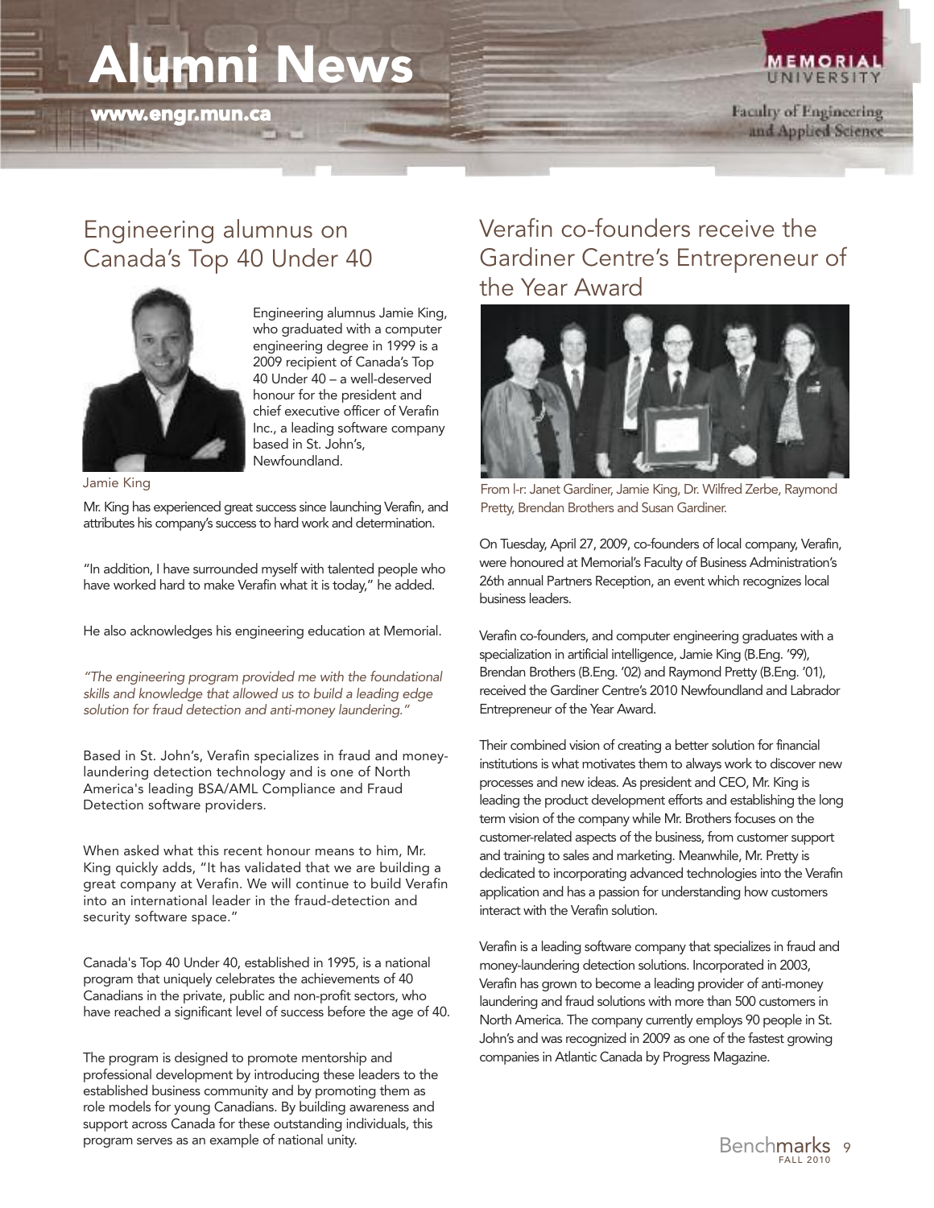# Alumni News

www.engr.mun.ca

## Engineering alumnus on Canada's Top 40 Under 40

Jamie King

Engineering alumnus Jamie King, who graduated with a computer engineering degree in 1999 is a 2009 recipient of Canada's Top 40 Under 40 – a well-deserved honour for the president and chief executive officer of Verafin Inc., a leading software company based in St. John's, Newfoundland.

Mr. King has experienced great success since launching Verafin, and attributes his company's success to hard work and determination.

"In addition, I have surrounded myself with talented people who have worked hard to make Verafin what it is today," he added.

He also acknowledges his engineering education at Memorial.

*"The engineering program provided me with the foundational skills and knowledge that allowed us to build a leading edge solution for fraud detection and anti-money laundering."*

Based in St. John's, Verafin specializes in fraud and money-laundering detection technology and is one of North America's leading BSA/AML Compliance and Fraud Detection software providers.

When asked what this recent honour means to him, Mr. King quickly adds, "It has validated that we are building a great company at Verafin. We will continue to build Verafin into an international leader in the fraud-detection and security software space."

Canada's Top 40 Under 40, established in 1995, is a national program that uniquely celebrates the achievements of 40 Canadians in the private, public and non-profit sectors, who have reached a significant level of success before the age of 40.

The program is designed to promote mentorship and professional development by introducing these leaders to the established business community and by promoting them as role models for young Canadians. By building awareness and support across Canada for these outstanding individuals, this program serves as an example of national unity.

## Verafin co-founders receive the Gardiner Centre's Entrepreneur of the Year Award

From l-r: Janet Gardiner, Jamie King, Dr. Wilfred Zerbe, Raymond Pretty, Brendan Brothers and Susan Gardiner.

On Tuesday, April 27, 2009, co-founders of local company, Verafin, were honoured at Memorial's Faculty of Business Administration's 26th annual Partners Reception, an event which recognizes local business leaders.

Verafin co-founders, and computer engineering graduates with a specialization in artificial intelligence, Jamie King (B.Eng. '99), Brendan Brothers (B.Eng. '02) and Raymond Pretty (B.Eng. '01), received the Gardiner Centre's 2010 Newfoundland and Labrador Entrepreneur of the Year Award.

Their combined vision of creating a better solution for financial institutions is what motivates them to always work to discover new processes and new ideas. As president and CEO, Mr. King is leading the product development efforts and establishing the long term vision of the company while Mr. Brothers focuses on the customer-related aspects of the business, from customer support and training to sales and marketing. Meanwhile, Mr. Pretty is dedicated to incorporating advanced technologies into the Verafin application and has a passion for understanding how customers interact with the Verafin solution.

Verafin is a leading software company that specializes in fraud and money-laundering detection solutions. Incorporated in 2003, Verafin has grown to become a leading provider of anti-money laundering and fraud solutions with more than 500 customers in North America. The company currently employs 90 people in St. John's and was recognized in 2009 as one of the fastest growing companies in Atlantic Canada by Progress Magazine.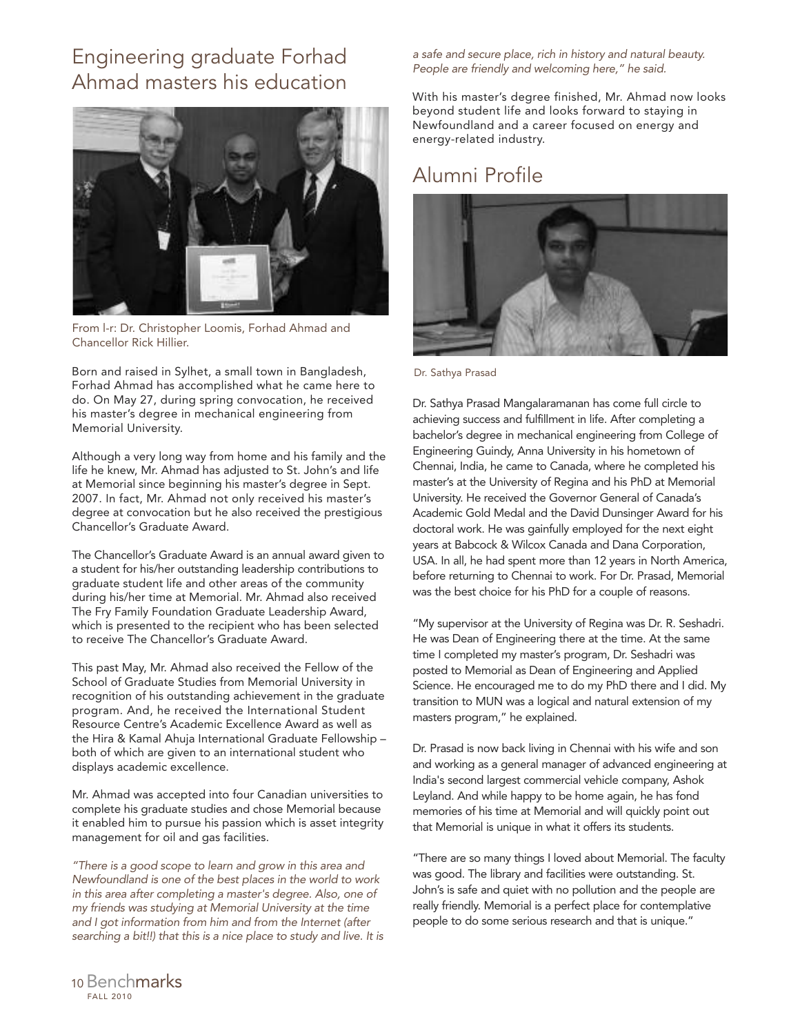## Engineering graduate Forhad Ahmad masters his education

From l-r: Dr. Christopher Loomis, Forhad Ahmad and Chancellor Rick Hillier.

Born and raised in Sylhet, a small town in Bangladesh, Forhad Ahmad has accomplished what he came here to do. On May 27, during spring convocation, he received his master's degree in mechanical engineering from Memorial University.

Although a very long way from home and his family and the life he knew, Mr. Ahmad has adjusted to St. John's and life at Memorial since beginning his master's degree in Sept. 2007. In fact, Mr. Ahmad not only received his master's degree at convocation but he also received the prestigious Chancellor's Graduate Award.

The Chancellor's Graduate Award is an annual award given to a student for his/her outstanding leadership contributions to graduate student life and other areas of the community during his/her time at Memorial. Mr. Ahmad also received The Fry Family Foundation Graduate Leadership Award, which is presented to the recipient who has been selected to receive The Chancellor's Graduate Award.

This past May, Mr. Ahmad also received the Fellow of the School of Graduate Studies from Memorial University in recognition of his outstanding achievement in the graduate program. And, he received the International Student Resource Centre's Academic Excellence Award as well as the Hira & Kamal Ahuja International Graduate Fellowship – both of which are given to an international student who displays academic excellence.

Mr. Ahmad was accepted into four Canadian universities to complete his graduate studies and chose Memorial because it enabled him to pursue his passion which is asset integrity management for oil and gas facilities.

*"There is a good scope to learn and grow in this area and Newfoundland is one of the best places in the world to work in this area after completing a master's degree. Also, one of my friends was studying at Memorial University at the time and I got information from him and from the Internet (after searching a bit!!) that this is a nice place to study and live. It is a safe and secure place, rich in history and natural beauty. People are friendly and welcoming here," he said.*

With his master's degree finished, Mr. Ahmad now looks beyond student life and looks forward to staying in Newfoundland and a career focused on energy and energy-related industry.

## Alumni Profile

Dr. Sathya Prasad

Dr. Sathya Prasad Mangalaramanan has come full circle to achieving success and fulfillment in life. After completing a bachelor's degree in mechanical engineering from College of Engineering Guindy, Anna University in his hometown of Chennai, India, he came to Canada, where he completed his master's at the University of Regina and his PhD at Memorial University. He received the Governor General of Canada's Academic Gold Medal and the David Dunsinger Award for his doctoral work. He was gainfully employed for the next eight years at Babcock & Wilcox Canada and Dana Corporation, USA. In all, he had spent more than 12 years in North America, before returning to Chennai to work. For Dr. Prasad, Memorial was the best choice for his PhD for a couple of reasons.

"My supervisor at the University of Regina was Dr. R. Seshadri. He was Dean of Engineering there at the time. At the same time I completed my master's program, Dr. Seshadri was posted to Memorial as Dean of Engineering and Applied Science. He encouraged me to do my PhD there and I did. My transition to MUN was a logical and natural extension of my masters program," he explained.

Dr. Prasad is now back living in Chennai with his wife and son and working as a general manager of advanced engineering at India's second largest commercial vehicle company, Ashok Leyland. And while happy to be home again, he has fond memories of his time at Memorial and will quickly point out that Memorial is unique in what it offers its students.

"There are so many things I loved about Memorial. The faculty was good. The library and facilities were outstanding. St. John's is safe and quiet with no pollution and the people are really friendly. Memorial is a perfect place for contemplative people to do some serious research and that is unique."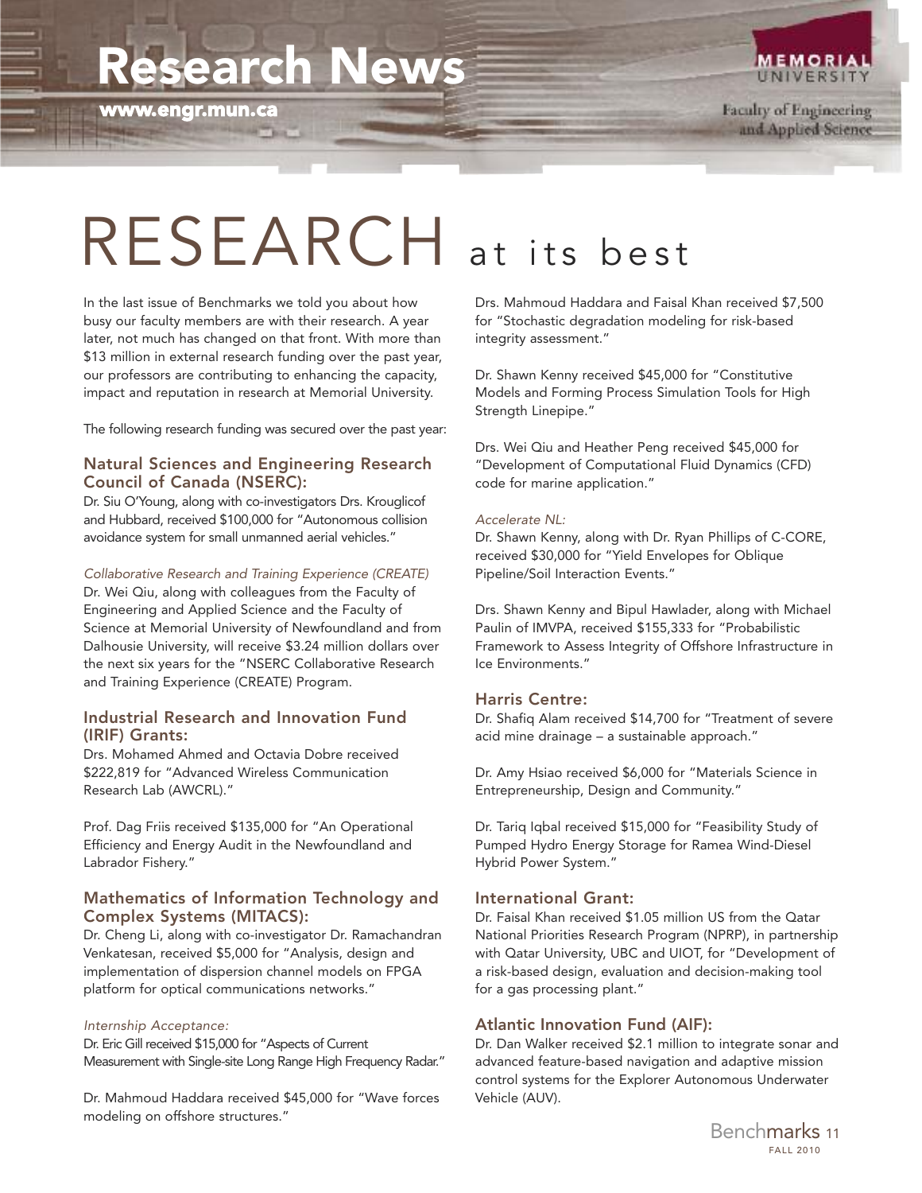# Research News

www.engr.mun.ca

# RESEARCH at its best

In the last issue of Benchmarks we told you about how busy our faculty members are with their research. A year later, not much has changed on that front. With more than $13 million in external research funding over the past year, our professors are contributing to enhancing the capacity, impact and reputation in research at Memorial University.

The following research funding was secured over the past year:

## Natural Sciences and Engineering Research Council of Canada (NSERC):

Dr. Siu O'Young, along with co-investigators Drs. Krouglicof and Hubbard, received $100,000 for "Autonomous collision avoidance system for small unmanned aerial vehicles."

*Collaborative Research and Training Experience (CREATE)*

Dr. Wei Qiu, along with colleagues from the Faculty of Engineering and Applied Science and the Faculty of Science at Memorial University of Newfoundland and from Dalhousie University, will receive $3.24 million dollars over the next six years for the "NSERC Collaborative Research and Training Experience (CREATE) Program.

## Industrial Research and Innovation Fund (IRIF) Grants:

Drs. Mohamed Ahmed and Octavia Dobre received $222,819 for "Advanced Wireless Communication Research Lab (AWCRL)."

Prof. Dag Friis received $135,000 for "An Operational Efficiency and Energy Audit in the Newfoundland and Labrador Fishery."

## Mathematics of Information Technology and Complex Systems (MITACS):

Dr. Cheng Li, along with co-investigator Dr. Ramachandran Venkatesan, received $5,000 for "Analysis, design and implementation of dispersion channel models on FPGA platform for optical communications networks."

*Internship Acceptance:*

Dr. Eric Gill received $15,000 for "Aspects of Current Measurement with Single-site Long Range High Frequency Radar."

Dr. Mahmoud Haddara received $45,000 for "Wave forces modeling on offshore structures."

Drs. Mahmoud Haddara and Faisal Khan received $7,500 for "Stochastic degradation modeling for risk-based integrity assessment."

Dr. Shawn Kenny received $45,000 for "Constitutive Models and Forming Process Simulation Tools for High Strength Linepipe."

Drs. Wei Qiu and Heather Peng received $45,000 for "Development of Computational Fluid Dynamics (CFD) code for marine application."

*Accelerate NL:*

Dr. Shawn Kenny, along with Dr. Ryan Phillips of C-CORE, received $30,000 for "Yield Envelopes for Oblique Pipeline/Soil Interaction Events."

Drs. Shawn Kenny and Bipul Hawlader, along with Michael Paulin of IMVPA, received $155,333 for "Probabilistic Framework to Assess Integrity of Offshore Infrastructure in Ice Environments."

## Harris Centre:

Dr. Shafiq Alam received $14,700 for "Treatment of severe acid mine drainage – a sustainable approach."

Dr. Amy Hsiao received $6,000 for "Materials Science in Entrepreneurship, Design and Community."

Dr. Tariq Iqbal received $15,000 for "Feasibility Study of Pumped Hydro Energy Storage for Ramea Wind-Diesel Hybrid Power System."

## International Grant:

Dr. Faisal Khan received $1.05 million US from the Qatar National Priorities Research Program (NPRP), in partnership with Qatar University, UBC and UIOT, for "Development of a risk-based design, evaluation and decision-making tool for a gas processing plant."

## Atlantic Innovation Fund (AIF):

Dr. Dan Walker received $2.1 million to integrate sonar and advanced feature-based navigation and adaptive mission control systems for the Explorer Autonomous Underwater Vehicle (AUV).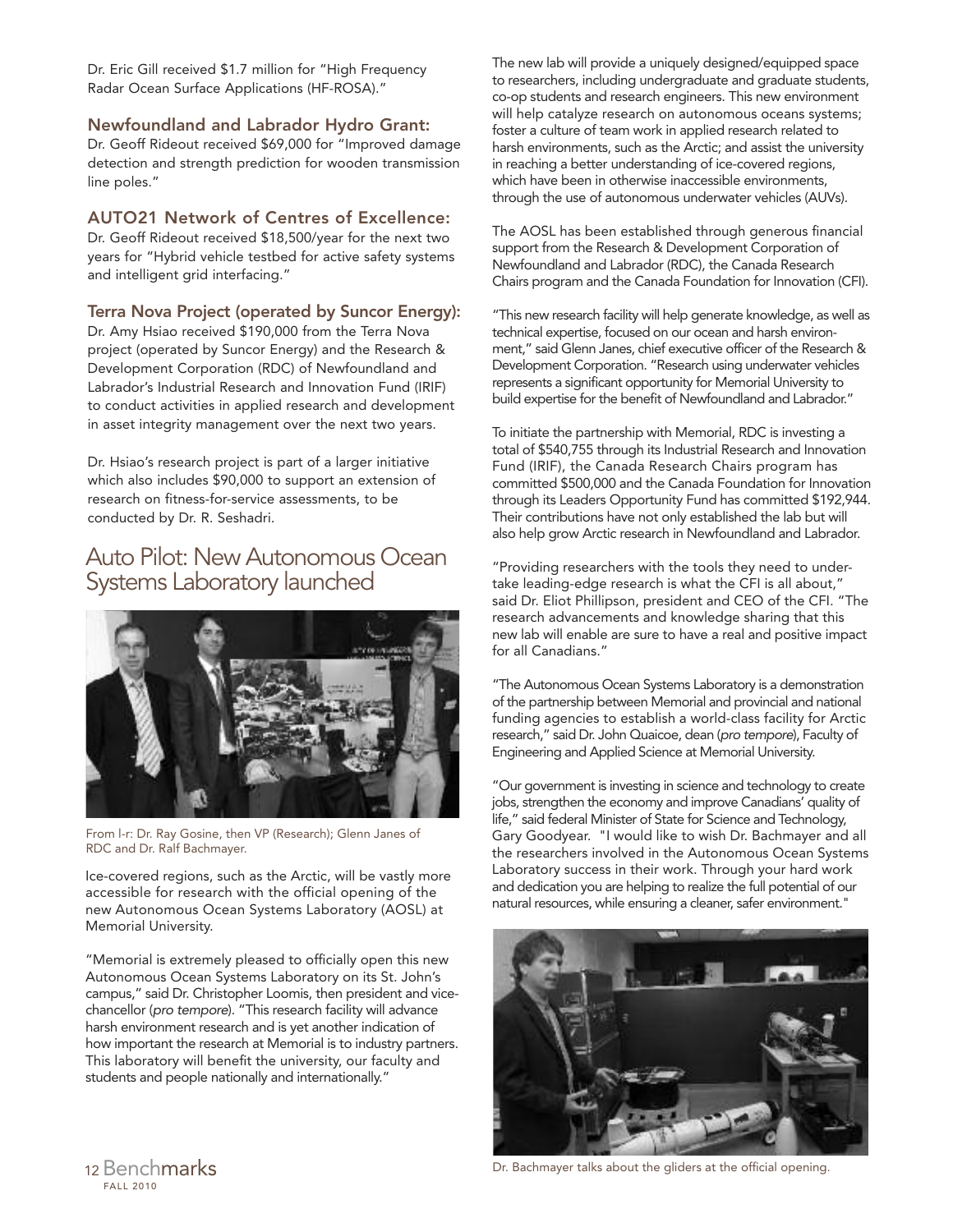Dr. Eric Gill received $1.7 million for "High Frequency Radar Ocean Surface Applications (HF-ROSA)."

### Newfoundland and Labrador Hydro Grant:

Dr. Geoff Rideout received $69,000 for "Improved damage detection and strength prediction for wooden transmission line poles."

### AUTO21 Network of Centres of Excellence:

Dr. Geoff Rideout received $18,500/year for the next two years for "Hybrid vehicle testbed for active safety systems and intelligent grid interfacing."

### Terra Nova Project (operated by Suncor Energy):

Dr. Amy Hsiao received $190,000 from the Terra Nova project (operated by Suncor Energy) and the Research & Development Corporation (RDC) of Newfoundland and Labrador's Industrial Research and Innovation Fund (IRIF) to conduct activities in applied research and development in asset integrity management over the next two years.

Dr. Hsiao's research project is part of a larger initiative which also includes $90,000 to support an extension of research on fitness-for-service assessments, to be conducted by Dr. R. Seshadri.

## Auto Pilot: New Autonomous Ocean Systems Laboratory launched

From l-r: Dr. Ray Gosine, then VP (Research); Glenn Janes of RDC and Dr. Ralf Bachmayer.

Ice-covered regions, such as the Arctic, will be vastly more accessible for research with the official opening of the new Autonomous Ocean Systems Laboratory (AOSL) at Memorial University.

"Memorial is extremely pleased to officially open this new Autonomous Ocean Systems Laboratory on its St. John's campus," said Dr. Christopher Loomis, then president and vice-chancellor (*pro tempore*). "This research facility will advance harsh environment research and is yet another indication of how important the research at Memorial is to industry partners. This laboratory will benefit the university, our faculty and students and people nationally and internationally."

The new lab will provide a uniquely designed/equipped space to researchers, including undergraduate and graduate students, co-op students and research engineers. This new environment will help catalyze research on autonomous oceans systems; foster a culture of team work in applied research related to harsh environments, such as the Arctic; and assist the university in reaching a better understanding of ice-covered regions, which have been in otherwise inaccessible environments, through the use of autonomous underwater vehicles (AUVs).

The AOSL has been established through generous financial support from the Research & Development Corporation of Newfoundland and Labrador (RDC), the Canada Research Chairs program and the Canada Foundation for Innovation (CFI).

"This new research facility will help generate knowledge, as well as technical expertise, focused on our ocean and harsh environment," said Glenn Janes, chief executive officer of the Research & Development Corporation. "Research using underwater vehicles represents a significant opportunity for Memorial University to build expertise for the benefit of Newfoundland and Labrador."

To initiate the partnership with Memorial, RDC is investing a total of $540,755 through its Industrial Research and Innovation Fund (IRIF), the Canada Research Chairs program has committed $500,000 and the Canada Foundation for Innovation through its Leaders Opportunity Fund has committed $192,944. Their contributions have not only established the lab but will also help grow Arctic research in Newfoundland and Labrador.

"Providing researchers with the tools they need to undertake leading-edge research is what the CFI is all about," said Dr. Eliot Phillipson, president and CEO of the CFI. "The research advancements and knowledge sharing that this new lab will enable are sure to have a real and positive impact for all Canadians."

"The Autonomous Ocean Systems Laboratory is a demonstration of the partnership between Memorial and provincial and national funding agencies to establish a world-class facility for Arctic research," said Dr. John Quaicoe, dean (*pro tempore*), Faculty of Engineering and Applied Science at Memorial University.

"Our government is investing in science and technology to create jobs, strengthen the economy and improve Canadians' quality of life," said federal Minister of State for Science and Technology, Gary Goodyear. "I would like to wish Dr. Bachmayer and all the researchers involved in the Autonomous Ocean Systems Laboratory success in their work. Through your hard work and dedication you are helping to realize the full potential of our natural resources, while ensuring a cleaner, safer environment."

Dr. Bachmayer talks about the gliders at the official opening.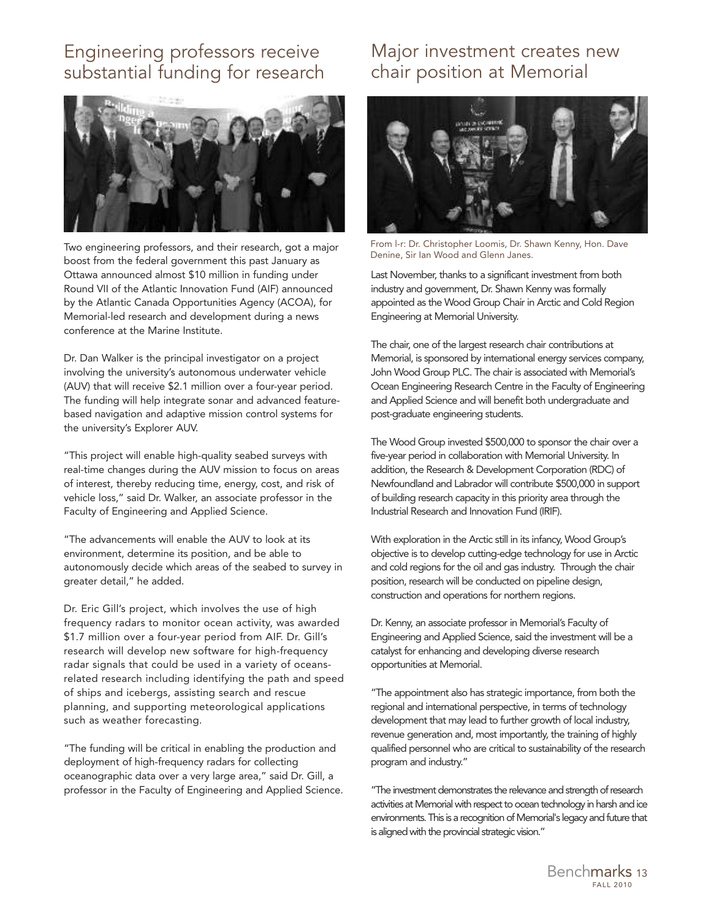## Engineering professors receive substantial funding for research

Two engineering professors, and their research, got a major boost from the federal government this past January as Ottawa announced almost $10 million in funding under Round VII of the Atlantic Innovation Fund (AIF) announced by the Atlantic Canada Opportunities Agency (ACOA), for Memorial-led research and development during a news conference at the Marine Institute.

Dr. Dan Walker is the principal investigator on a project involving the university's autonomous underwater vehicle (AUV) that will receive $2.1 million over a four-year period. The funding will help integrate sonar and advanced feature-based navigation and adaptive mission control systems for the university's Explorer AUV.

"This project will enable high-quality seabed surveys with real-time changes during the AUV mission to focus on areas of interest, thereby reducing time, energy, cost, and risk of vehicle loss," said Dr. Walker, an associate professor in the Faculty of Engineering and Applied Science.

"The advancements will enable the AUV to look at its environment, determine its position, and be able to autonomously decide which areas of the seabed to survey in greater detail," he added.

Dr. Eric Gill's project, which involves the use of high frequency radars to monitor ocean activity, was awarded $1.7 million over a four-year period from AIF. Dr. Gill's research will develop new software for high-frequency radar signals that could be used in a variety of oceans-related research including identifying the path and speed of ships and icebergs, assisting search and rescue planning, and supporting meteorological applications such as weather forecasting.

"The funding will be critical in enabling the production and deployment of high-frequency radars for collecting oceanographic data over a very large area," said Dr. Gill, a professor in the Faculty of Engineering and Applied Science.

## Major investment creates new chair position at Memorial

From l-r: Dr. Christopher Loomis, Dr. Shawn Kenny, Hon. Dave Denine, Sir Ian Wood and Glenn Janes.

Last November, thanks to a significant investment from both industry and government, Dr. Shawn Kenny was formally appointed as the Wood Group Chair in Arctic and Cold Region Engineering at Memorial University.

The chair, one of the largest research chair contributions at Memorial, is sponsored by international energy services company, John Wood Group PLC. The chair is associated with Memorial's Ocean Engineering Research Centre in the Faculty of Engineering and Applied Science and will benefit both undergraduate and post-graduate engineering students.

The Wood Group invested $500,000 to sponsor the chair over a five-year period in collaboration with Memorial University. In addition, the Research & Development Corporation (RDC) of Newfoundland and Labrador will contribute $500,000 in support of building research capacity in this priority area through the Industrial Research and Innovation Fund (IRIF).

With exploration in the Arctic still in its infancy, Wood Group's objective is to develop cutting-edge technology for use in Arctic and cold regions for the oil and gas industry. Through the chair position, research will be conducted on pipeline design, construction and operations for northern regions.

Dr. Kenny, an associate professor in Memorial's Faculty of Engineering and Applied Science, said the investment will be a catalyst for enhancing and developing diverse research opportunities at Memorial.

"The appointment also has strategic importance, from both the regional and international perspective, in terms of technology development that may lead to further growth of local industry, revenue generation and, most importantly, the training of highly qualified personnel who are critical to sustainability of the research program and industry."

"The investment demonstrates the relevance and strength of research activities at Memorial with respect to ocean technology in harsh and ice environments. This is a recognition of Memorial's legacy and future that is aligned with the provincial strategic vision."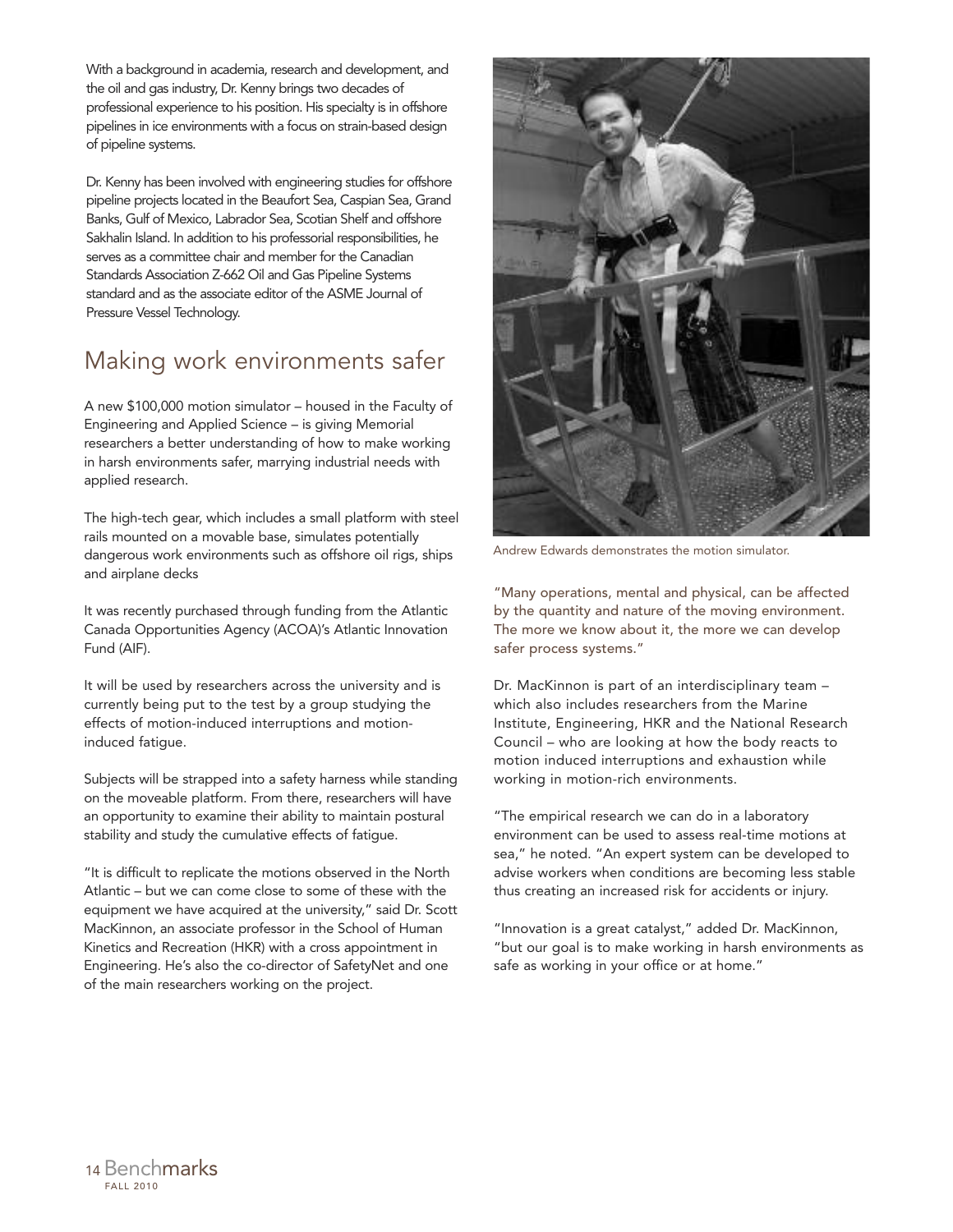With a background in academia, research and development, and the oil and gas industry, Dr. Kenny brings two decades of professional experience to his position. His specialty is in offshore pipelines in ice environments with a focus on strain-based design of pipeline systems.

Dr. Kenny has been involved with engineering studies for offshore pipeline projects located in the Beaufort Sea, Caspian Sea, Grand Banks, Gulf of Mexico, Labrador Sea, Scotian Shelf and offshore Sakhalin Island. In addition to his professorial responsibilities, he serves as a committee chair and member for the Canadian Standards Association Z-662 Oil and Gas Pipeline Systems standard and as the associate editor of the ASME Journal of Pressure Vessel Technology.

## Making work environments safer

A new $100,000 motion simulator – housed in the Faculty of Engineering and Applied Science – is giving Memorial researchers a better understanding of how to make working in harsh environments safer, marrying industrial needs with applied research.

The high-tech gear, which includes a small platform with steel rails mounted on a movable base, simulates potentially dangerous work environments such as offshore oil rigs, ships and airplane decks

It was recently purchased through funding from the Atlantic Canada Opportunities Agency (ACOA)'s Atlantic Innovation Fund (AIF).

It will be used by researchers across the university and is currently being put to the test by a group studying the effects of motion-induced interruptions and motion-induced fatigue.

Subjects will be strapped into a safety harness while standing on the moveable platform. From there, researchers will have an opportunity to examine their ability to maintain postural stability and study the cumulative effects of fatigue.

"It is difficult to replicate the motions observed in the North Atlantic – but we can come close to some of these with the equipment we have acquired at the university," said Dr. Scott MacKinnon, an associate professor in the School of Human Kinetics and Recreation (HKR) with a cross appointment in Engineering. He's also the co-director of SafetyNet and one of the main researchers working on the project.

Andrew Edwards demonstrates the motion simulator.

"Many operations, mental and physical, can be affected by the quantity and nature of the moving environment. The more we know about it, the more we can develop safer process systems."

Dr. MacKinnon is part of an interdisciplinary team – which also includes researchers from the Marine Institute, Engineering, HKR and the National Research Council – who are looking at how the body reacts to motion induced interruptions and exhaustion while working in motion-rich environments.

"The empirical research we can do in a laboratory environment can be used to assess real-time motions at sea," he noted. "An expert system can be developed to advise workers when conditions are becoming less stable thus creating an increased risk for accidents or injury.

"Innovation is a great catalyst," added Dr. MacKinnon, "but our goal is to make working in harsh environments as safe as working in your office or at home."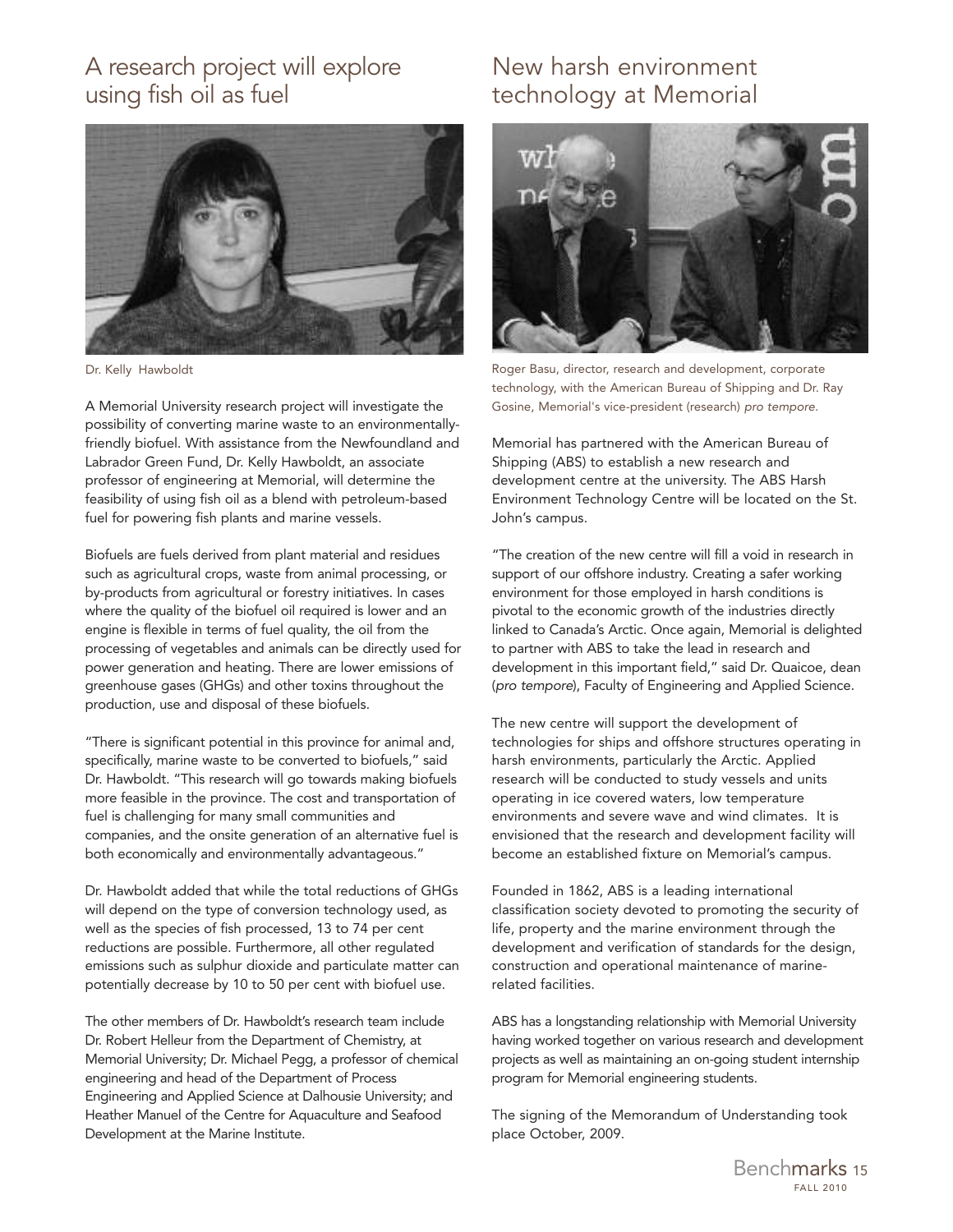## A research project will explore using fish oil as fuel

Dr. Kelly Hawboldt

A Memorial University research project will investigate the possibility of converting marine waste to an environmentally-friendly biofuel. With assistance from the Newfoundland and Labrador Green Fund, Dr. Kelly Hawboldt, an associate professor of engineering at Memorial, will determine the feasibility of using fish oil as a blend with petroleum-based fuel for powering fish plants and marine vessels.

Biofuels are fuels derived from plant material and residues such as agricultural crops, waste from animal processing, or by-products from agricultural or forestry initiatives. In cases where the quality of the biofuel oil required is lower and an engine is flexible in terms of fuel quality, the oil from the processing of vegetables and animals can be directly used for power generation and heating. There are lower emissions of greenhouse gases (GHGs) and other toxins throughout the production, use and disposal of these biofuels.

"There is significant potential in this province for animal and, specifically, marine waste to be converted to biofuels," said Dr. Hawboldt. "This research will go towards making biofuels more feasible in the province. The cost and transportation of fuel is challenging for many small communities and companies, and the onsite generation of an alternative fuel is both economically and environmentally advantageous."

Dr. Hawboldt added that while the total reductions of GHGs will depend on the type of conversion technology used, as well as the species of fish processed, 13 to 74 per cent reductions are possible. Furthermore, all other regulated emissions such as sulphur dioxide and particulate matter can potentially decrease by 10 to 50 per cent with biofuel use.

The other members of Dr. Hawboldt's research team include Dr. Robert Helleur from the Department of Chemistry, at Memorial University; Dr. Michael Pegg, a professor of chemical engineering and head of the Department of Process Engineering and Applied Science at Dalhousie University; and Heather Manuel of the Centre for Aquaculture and Seafood Development at the Marine Institute.

## New harsh environment technology at Memorial

Roger Basu, director, research and development, corporate technology, with the American Bureau of Shipping and Dr. Ray Gosine, Memorial's vice-president (research) *pro tempore*.

Memorial has partnered with the American Bureau of Shipping (ABS) to establish a new research and development centre at the university. The ABS Harsh Environment Technology Centre will be located on the St. John's campus.

"The creation of the new centre will fill a void in research in support of our offshore industry. Creating a safer working environment for those employed in harsh conditions is pivotal to the economic growth of the industries directly linked to Canada's Arctic. Once again, Memorial is delighted to partner with ABS to take the lead in research and development in this important field," said Dr. Quaicoe, dean (*pro tempore*), Faculty of Engineering and Applied Science.

The new centre will support the development of technologies for ships and offshore structures operating in harsh environments, particularly the Arctic. Applied research will be conducted to study vessels and units operating in ice covered waters, low temperature environments and severe wave and wind climates. It is envisioned that the research and development facility will become an established fixture on Memorial's campus.

Founded in 1862, ABS is a leading international classification society devoted to promoting the security of life, property and the marine environment through the development and verification of standards for the design, construction and operational maintenance of marine-related facilities.

ABS has a longstanding relationship with Memorial University having worked together on various research and development projects as well as maintaining an on-going student internship program for Memorial engineering students.

The signing of the Memorandum of Understanding took place October, 2009.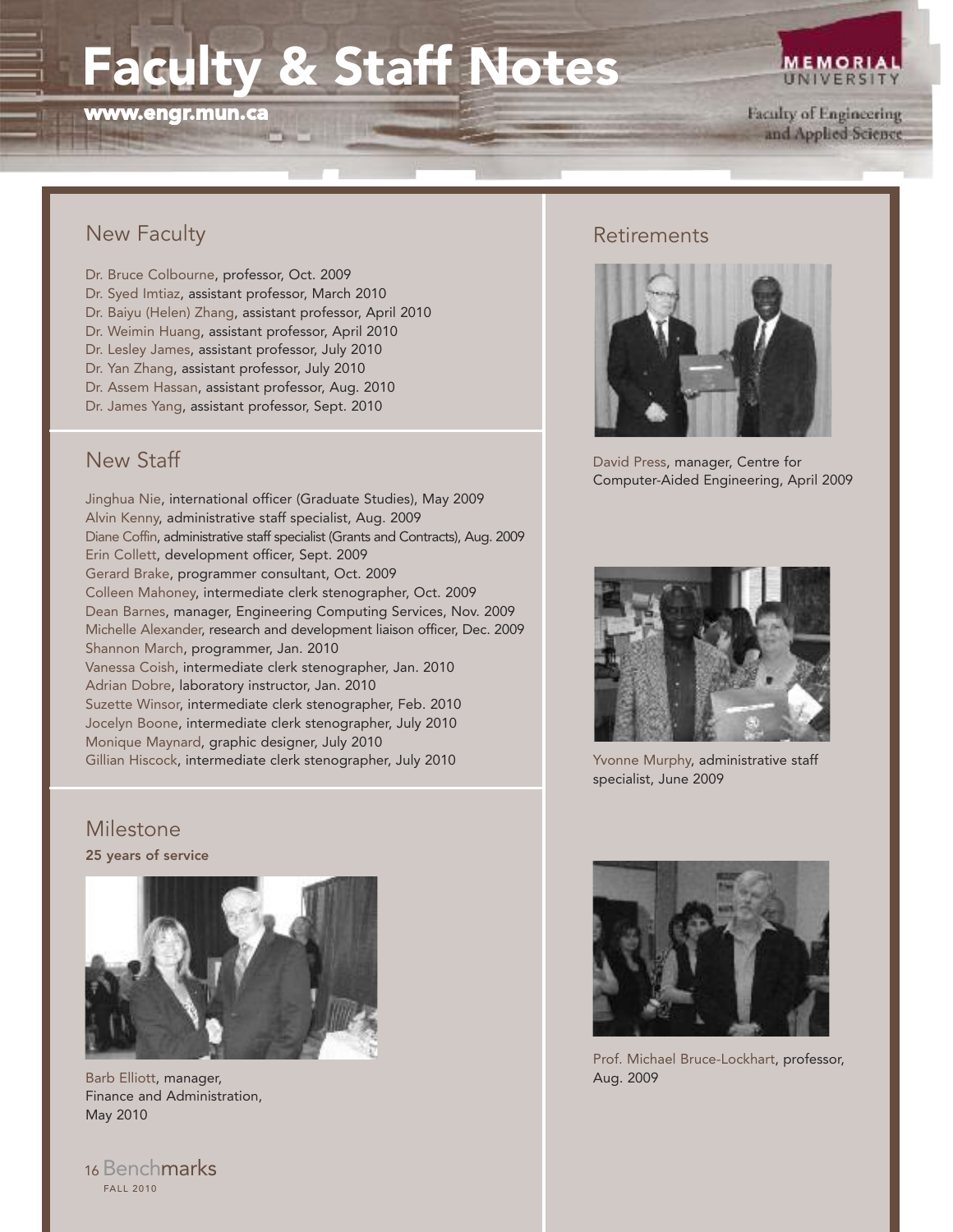# Faculty & Staff Notes

www.engr.mun.ca

## New Faculty

Dr. Bruce Colbourne, professor, Oct. 2009
Dr. Syed Imtiaz, assistant professor, March 2010
Dr. Baiyu (Helen) Zhang, assistant professor, April 2010
Dr. Weimin Huang, assistant professor, April 2010
Dr. Lesley James, assistant professor, July 2010
Dr. Yan Zhang, assistant professor, July 2010
Dr. Assem Hassan, assistant professor, Aug. 2010
Dr. James Yang, assistant professor, Sept. 2010

## New Staff

Jinghua Nie, international officer (Graduate Studies), May 2009
Alvin Kenny, administrative staff specialist, Aug. 2009
Diane Coffin, administrative staff specialist (Grants and Contracts), Aug. 2009
Erin Collett, development officer, Sept. 2009
Gerard Brake, programmer consultant, Oct. 2009
Colleen Mahoney, intermediate clerk stenographer, Oct. 2009
Dean Barnes, manager, Engineering Computing Services, Nov. 2009
Michelle Alexander, research and development liaison officer, Dec. 2009
Shannon March, programmer, Jan. 2010
Vanessa Coish, intermediate clerk stenographer, Jan. 2010
Adrian Dobre, laboratory instructor, Jan. 2010
Suzette Winsor, intermediate clerk stenographer, Feb. 2010
Jocelyn Boone, intermediate clerk stenographer, July 2010
Monique Maynard, graphic designer, July 2010
Gillian Hiscock, intermediate clerk stenographer, July 2010

## Milestone

**25 years of service**

Barb Elliott, manager, Finance and Administration, May 2010

## Retirements

David Press, manager, Centre for Computer-Aided Engineering, April 2009

Yvonne Murphy, administrative staff specialist, June 2009

Prof. Michael Bruce-Lockhart, professor, Aug. 2009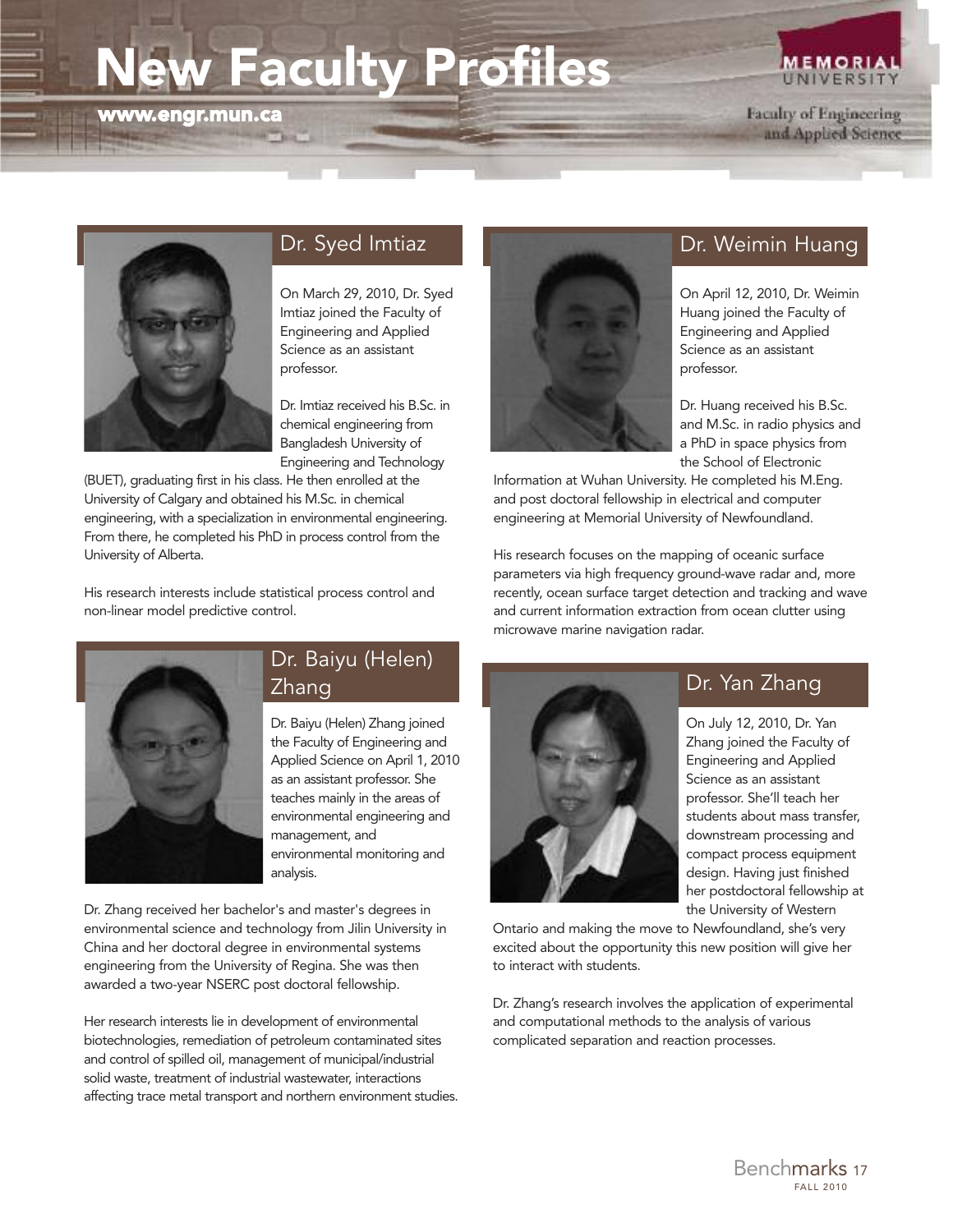# New Faculty Profiles

**www.engr.mun.ca**

## Dr. Syed Imtiaz

On March 29, 2010, Dr. Syed Imtiaz joined the Faculty of Engineering and Applied Science as an assistant professor.

Dr. Imtiaz received his B.Sc. in chemical engineering from Bangladesh University of Engineering and Technology (BUET), graduating first in his class. He then enrolled at the University of Calgary and obtained his M.Sc. in chemical engineering, with a specialization in environmental engineering. From there, he completed his PhD in process control from the University of Alberta.

His research interests include statistical process control and non-linear model predictive control.

## Dr. Baiyu (Helen) Zhang

Dr. Baiyu (Helen) Zhang joined the Faculty of Engineering and Applied Science on April 1, 2010 as an assistant professor. She teaches mainly in the areas of environmental engineering and management, and environmental monitoring and analysis.

Dr. Zhang received her bachelor's and master's degrees in environmental science and technology from Jilin University in China and her doctoral degree in environmental systems engineering from the University of Regina. She was then awarded a two-year NSERC post doctoral fellowship.

Her research interests lie in development of environmental biotechnologies, remediation of petroleum contaminated sites and control of spilled oil, management of municipal/industrial solid waste, treatment of industrial wastewater, interactions affecting trace metal transport and northern environment studies.

## Dr. Weimin Huang

On April 12, 2010, Dr. Weimin Huang joined the Faculty of Engineering and Applied Science as an assistant professor.

Dr. Huang received his B.Sc. and M.Sc. in radio physics and a PhD in space physics from the School of Electronic Information at Wuhan University. He completed his M.Eng. and post doctoral fellowship in electrical and computer engineering at Memorial University of Newfoundland.

His research focuses on the mapping of oceanic surface parameters via high frequency ground-wave radar and, more recently, ocean surface target detection and tracking and wave and current information extraction from ocean clutter using microwave marine navigation radar.

## Dr. Yan Zhang

On July 12, 2010, Dr. Yan Zhang joined the Faculty of Engineering and Applied Science as an assistant professor. She'll teach her students about mass transfer, downstream processing and compact process equipment design. Having just finished her postdoctoral fellowship at the University of Western Ontario and making the move to Newfoundland, she's very excited about the opportunity this new position will give her to interact with students.

Dr. Zhang's research involves the application of experimental and computational methods to the analysis of various complicated separation and reaction processes.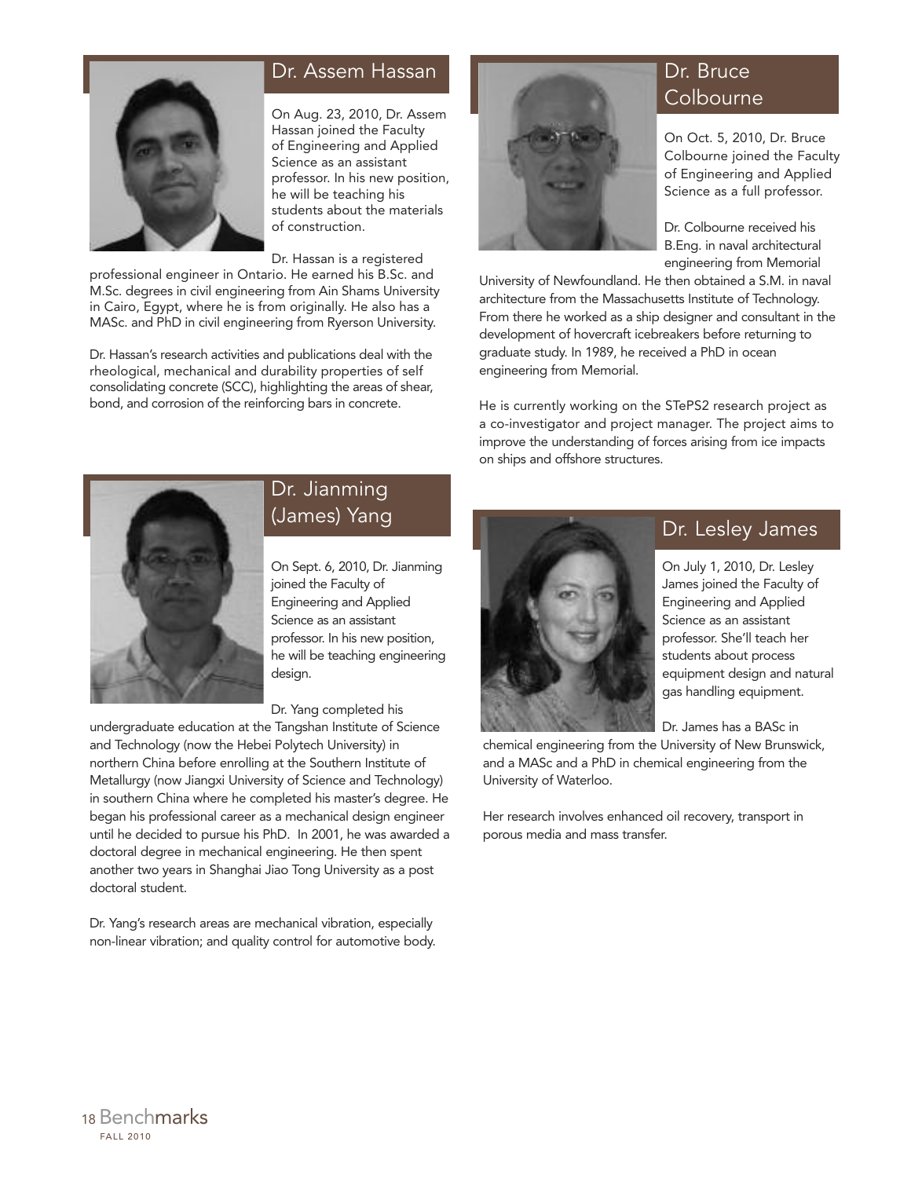## Dr. Assem Hassan

On Aug. 23, 2010, Dr. Assem Hassan joined the Faculty of Engineering and Applied Science as an assistant professor. In his new position, he will be teaching his students about the materials of construction.

Dr. Hassan is a registered professional engineer in Ontario. He earned his B.Sc. and M.Sc. degrees in civil engineering from Ain Shams University in Cairo, Egypt, where he is from originally. He also has a MASc. and PhD in civil engineering from Ryerson University.

Dr. Hassan's research activities and publications deal with the rheological, mechanical and durability properties of self consolidating concrete (SCC), highlighting the areas of shear, bond, and corrosion of the reinforcing bars in concrete.

## Dr. Jianming (James) Yang

On Sept. 6, 2010, Dr. Jianming joined the Faculty of Engineering and Applied Science as an assistant professor. In his new position, he will be teaching engineering design.

Dr. Yang completed his undergraduate education at the Tangshan Institute of Science and Technology (now the Hebei Polytech University) in northern China before enrolling at the Southern Institute of Metallurgy (now Jiangxi University of Science and Technology) in southern China where he completed his master's degree. He began his professional career as a mechanical design engineer until he decided to pursue his PhD. In 2001, he was awarded a doctoral degree in mechanical engineering. He then spent another two years in Shanghai Jiao Tong University as a post doctoral student.

Dr. Yang's research areas are mechanical vibration, especially non-linear vibration; and quality control for automotive body.

## Dr. Bruce Colbourne

On Oct. 5, 2010, Dr. Bruce Colbourne joined the Faculty of Engineering and Applied Science as a full professor.

Dr. Colbourne received his B.Eng. in naval architectural engineering from Memorial University of Newfoundland. He then obtained a S.M. in naval architecture from the Massachusetts Institute of Technology. From there he worked as a ship designer and consultant in the development of hovercraft icebreakers before returning to graduate study. In 1989, he received a PhD in ocean engineering from Memorial.

He is currently working on the STePS2 research project as a co-investigator and project manager. The project aims to improve the understanding of forces arising from ice impacts on ships and offshore structures.

## Dr. Lesley James

On July 1, 2010, Dr. Lesley James joined the Faculty of Engineering and Applied Science as an assistant professor. She'll teach her students about process equipment design and natural gas handling equipment.

Dr. James has a BASc in chemical engineering from the University of New Brunswick, and a MASc and a PhD in chemical engineering from the University of Waterloo.

Her research involves enhanced oil recovery, transport in porous media and mass transfer.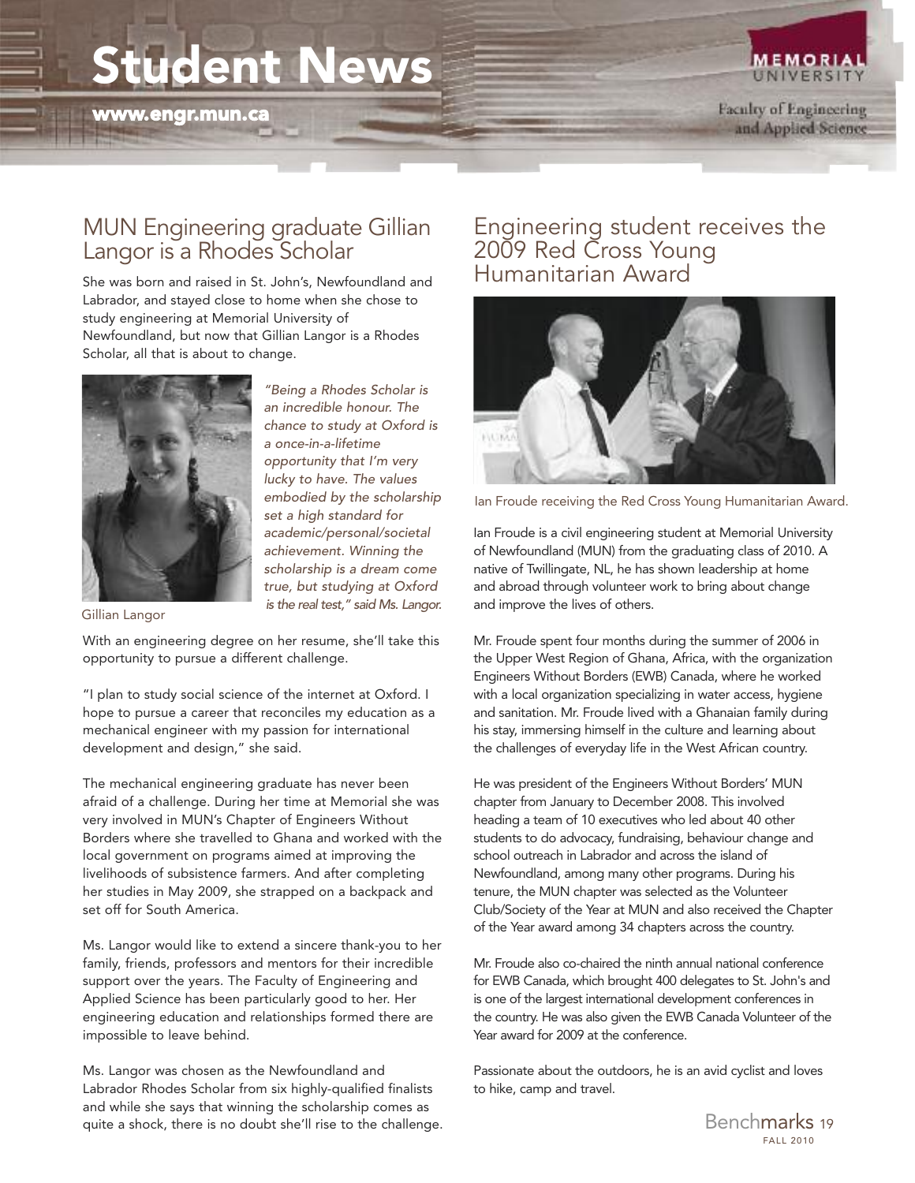# Student News

www.engr.mun.ca

## MUN Engineering graduate Gillian Langor is a Rhodes Scholar

She was born and raised in St. John's, Newfoundland and Labrador, and stayed close to home when she chose to study engineering at Memorial University of Newfoundland, but now that Gillian Langor is a Rhodes Scholar, all that is about to change.

Gillian Langor

*"Being a Rhodes Scholar is an incredible honour. The chance to study at Oxford is a once-in-a-lifetime opportunity that I'm very lucky to have. The values embodied by the scholarship set a high standard for academic/personal/societal achievement. Winning the scholarship is a dream come true, but studying at Oxford is the real test," said Ms. Langor.*

With an engineering degree on her resume, she'll take this opportunity to pursue a different challenge.

"I plan to study social science of the internet at Oxford. I hope to pursue a career that reconciles my education as a mechanical engineer with my passion for international development and design," she said.

The mechanical engineering graduate has never been afraid of a challenge. During her time at Memorial she was very involved in MUN's Chapter of Engineers Without Borders where she travelled to Ghana and worked with the local government on programs aimed at improving the livelihoods of subsistence farmers. And after completing her studies in May 2009, she strapped on a backpack and set off for South America.

Ms. Langor would like to extend a sincere thank-you to her family, friends, professors and mentors for their incredible support over the years. The Faculty of Engineering and Applied Science has been particularly good to her. Her engineering education and relationships formed there are impossible to leave behind.

Ms. Langor was chosen as the Newfoundland and Labrador Rhodes Scholar from six highly-qualified finalists and while she says that winning the scholarship comes as quite a shock, there is no doubt she'll rise to the challenge.

## Engineering student receives the 2009 Red Cross Young Humanitarian Award

Ian Froude receiving the Red Cross Young Humanitarian Award.

Ian Froude is a civil engineering student at Memorial University of Newfoundland (MUN) from the graduating class of 2010. A native of Twillingate, NL, he has shown leadership at home and abroad through volunteer work to bring about change and improve the lives of others.

Mr. Froude spent four months during the summer of 2006 in the Upper West Region of Ghana, Africa, with the organization Engineers Without Borders (EWB) Canada, where he worked with a local organization specializing in water access, hygiene and sanitation. Mr. Froude lived with a Ghanaian family during his stay, immersing himself in the culture and learning about the challenges of everyday life in the West African country.

He was president of the Engineers Without Borders' MUN chapter from January to December 2008. This involved heading a team of 10 executives who led about 40 other students to do advocacy, fundraising, behaviour change and school outreach in Labrador and across the island of Newfoundland, among many other programs. During his tenure, the MUN chapter was selected as the Volunteer Club/Society of the Year at MUN and also received the Chapter of the Year award among 34 chapters across the country.

Mr. Froude also co-chaired the ninth annual national conference for EWB Canada, which brought 400 delegates to St. John's and is one of the largest international development conferences in the country. He was also given the EWB Canada Volunteer of the Year award for 2009 at the conference.

Passionate about the outdoors, he is an avid cyclist and loves to hike, camp and travel.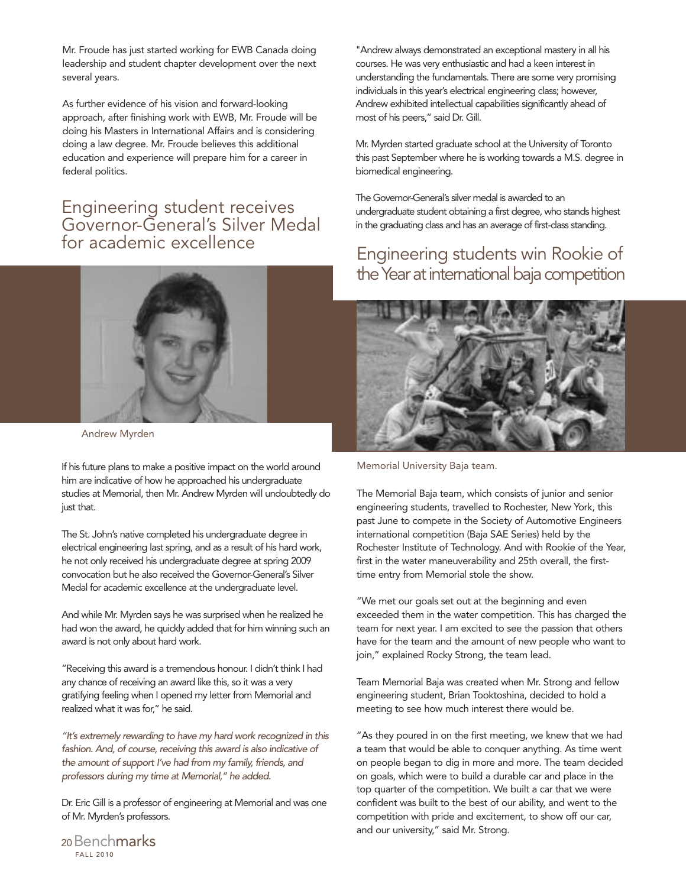Mr. Froude has just started working for EWB Canada doing leadership and student chapter development over the next several years.

As further evidence of his vision and forward-looking approach, after finishing work with EWB, Mr. Froude will be doing his Masters in International Affairs and is considering doing a law degree. Mr. Froude believes this additional education and experience will prepare him for a career in federal politics.

## Engineering student receives Governor-General's Silver Medal for academic excellence

Andrew Myrden

If his future plans to make a positive impact on the world around him are indicative of how he approached his undergraduate studies at Memorial, then Mr. Andrew Myrden will undoubtedly do just that.

The St. John's native completed his undergraduate degree in electrical engineering last spring, and as a result of his hard work, he not only received his undergraduate degree at spring 2009 convocation but he also received the Governor-General's Silver Medal for academic excellence at the undergraduate level.

And while Mr. Myrden says he was surprised when he realized he had won the award, he quickly added that for him winning such an award is not only about hard work.

"Receiving this award is a tremendous honour. I didn't think I had any chance of receiving an award like this, so it was a very gratifying feeling when I opened my letter from Memorial and realized what it was for," he said.

*"It's extremely rewarding to have my hard work recognized in this fashion. And, of course, receiving this award is also indicative of the amount of support I've had from my family, friends, and professors during my time at Memorial," he added.*

Dr. Eric Gill is a professor of engineering at Memorial and was one of Mr. Myrden's professors.

"Andrew always demonstrated an exceptional mastery in all his courses. He was very enthusiastic and had a keen interest in understanding the fundamentals. There are some very promising individuals in this year's electrical engineering class; however, Andrew exhibited intellectual capabilities significantly ahead of most of his peers," said Dr. Gill.

Mr. Myrden started graduate school at the University of Toronto this past September where he is working towards a M.S. degree in biomedical engineering.

The Governor-General's silver medal is awarded to an undergraduate student obtaining a first degree, who stands highest in the graduating class and has an average of first-class standing.

## Engineering students win Rookie of the Year at international baja competition

Memorial University Baja team.

The Memorial Baja team, which consists of junior and senior engineering students, travelled to Rochester, New York, this past June to compete in the Society of Automotive Engineers international competition (Baja SAE Series) held by the Rochester Institute of Technology. And with Rookie of the Year, first in the water maneuverability and 25th overall, the first-time entry from Memorial stole the show.

"We met our goals set out at the beginning and even exceeded them in the water competition. This has charged the team for next year. I am excited to see the passion that others have for the team and the amount of new people who want to join," explained Rocky Strong, the team lead.

Team Memorial Baja was created when Mr. Strong and fellow engineering student, Brian Tooktoshina, decided to hold a meeting to see how much interest there would be.

"As they poured in on the first meeting, we knew that we had a team that would be able to conquer anything. As time went on people began to dig in more and more. The team decided on goals, which were to build a durable car and place in the top quarter of the competition. We built a car that we were confident was built to the best of our ability, and went to the competition with pride and excitement, to show off our car, and our university," said Mr. Strong.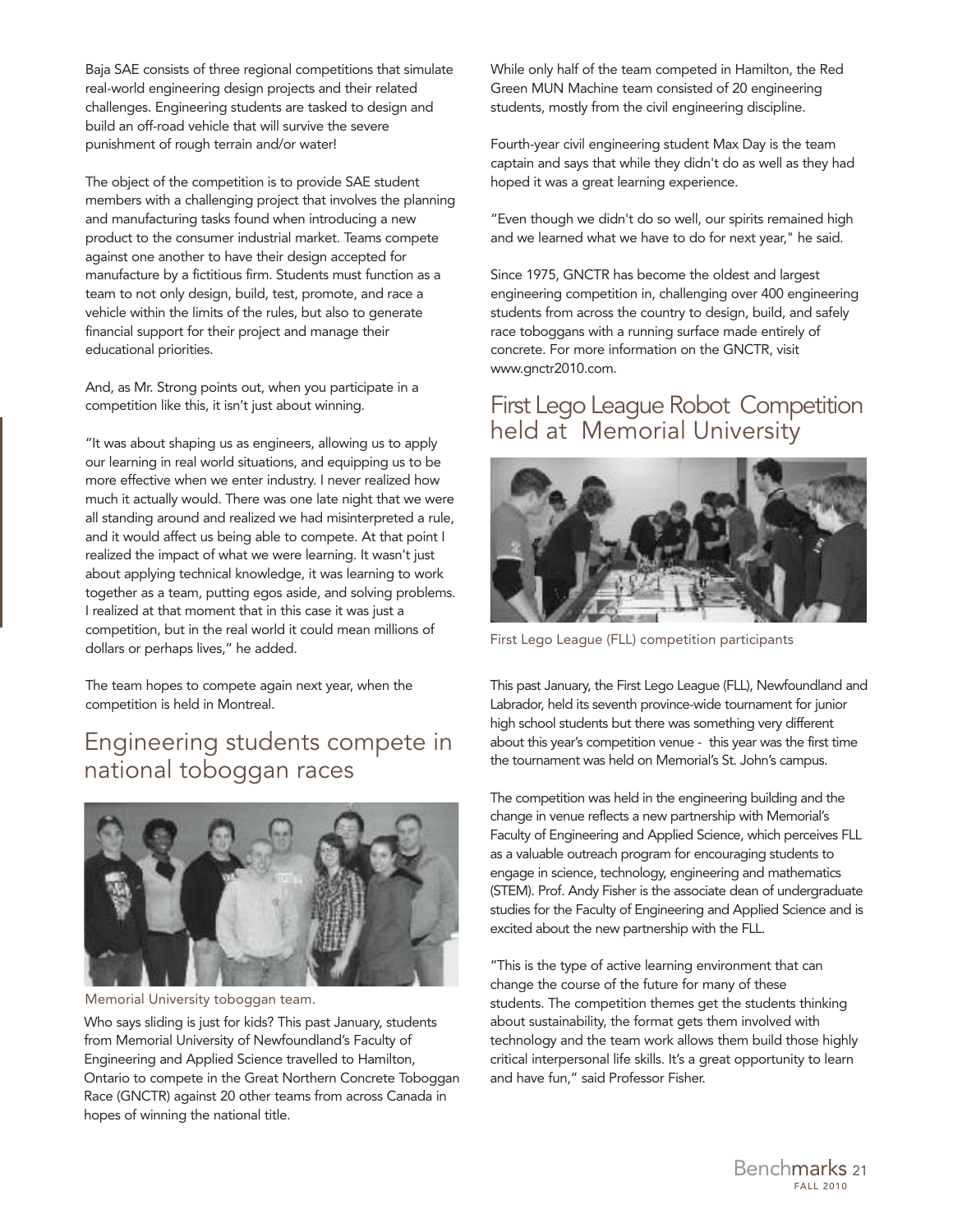Baja SAE consists of three regional competitions that simulate real-world engineering design projects and their related challenges. Engineering students are tasked to design and build an off-road vehicle that will survive the severe punishment of rough terrain and/or water!

The object of the competition is to provide SAE student members with a challenging project that involves the planning and manufacturing tasks found when introducing a new product to the consumer industrial market. Teams compete against one another to have their design accepted for manufacture by a fictitious firm. Students must function as a team to not only design, build, test, promote, and race a vehicle within the limits of the rules, but also to generate financial support for their project and manage their educational priorities.

And, as Mr. Strong points out, when you participate in a competition like this, it isn't just about winning.

"It was about shaping us as engineers, allowing us to apply our learning in real world situations, and equipping us to be more effective when we enter industry. I never realized how much it actually would. There was one late night that we were all standing around and realized we had misinterpreted a rule, and it would affect us being able to compete. At that point I realized the impact of what we were learning. It wasn't just about applying technical knowledge, it was learning to work together as a team, putting egos aside, and solving problems. I realized at that moment that in this case it was just a competition, but in the real world it could mean millions of dollars or perhaps lives," he added.

The team hopes to compete again next year, when the competition is held in Montreal.

## Engineering students compete in national toboggan races

Memorial University toboggan team.

Who says sliding is just for kids? This past January, students from Memorial University of Newfoundland's Faculty of Engineering and Applied Science travelled to Hamilton, Ontario to compete in the Great Northern Concrete Toboggan Race (GNCTR) against 20 other teams from across Canada in hopes of winning the national title.

While only half of the team competed in Hamilton, the Red Green MUN Machine team consisted of 20 engineering students, mostly from the civil engineering discipline.

Fourth-year civil engineering student Max Day is the team captain and says that while they didn't do as well as they had hoped it was a great learning experience.

"Even though we didn't do so well, our spirits remained high and we learned what we have to do for next year," he said.

Since 1975, GNCTR has become the oldest and largest engineering competition in, challenging over 400 engineering students from across the country to design, build, and safely race toboggans with a running surface made entirely of concrete. For more information on the GNCTR, visit www.gnctr2010.com.

## First Lego League Robot Competition held at Memorial University

First Lego League (FLL) competition participants

This past January, the First Lego League (FLL), Newfoundland and Labrador, held its seventh province-wide tournament for junior high school students but there was something very different about this year's competition venue - this year was the first time the tournament was held on Memorial's St. John's campus.

The competition was held in the engineering building and the change in venue reflects a new partnership with Memorial's Faculty of Engineering and Applied Science, which perceives FLL as a valuable outreach program for encouraging students to engage in science, technology, engineering and mathematics (STEM). Prof. Andy Fisher is the associate dean of undergraduate studies for the Faculty of Engineering and Applied Science and is excited about the new partnership with the FLL.

"This is the type of active learning environment that can change the course of the future for many of these students. The competition themes get the students thinking about sustainability, the format gets them involved with technology and the team work allows them build those highly critical interpersonal life skills. It's a great opportunity to learn and have fun," said Professor Fisher.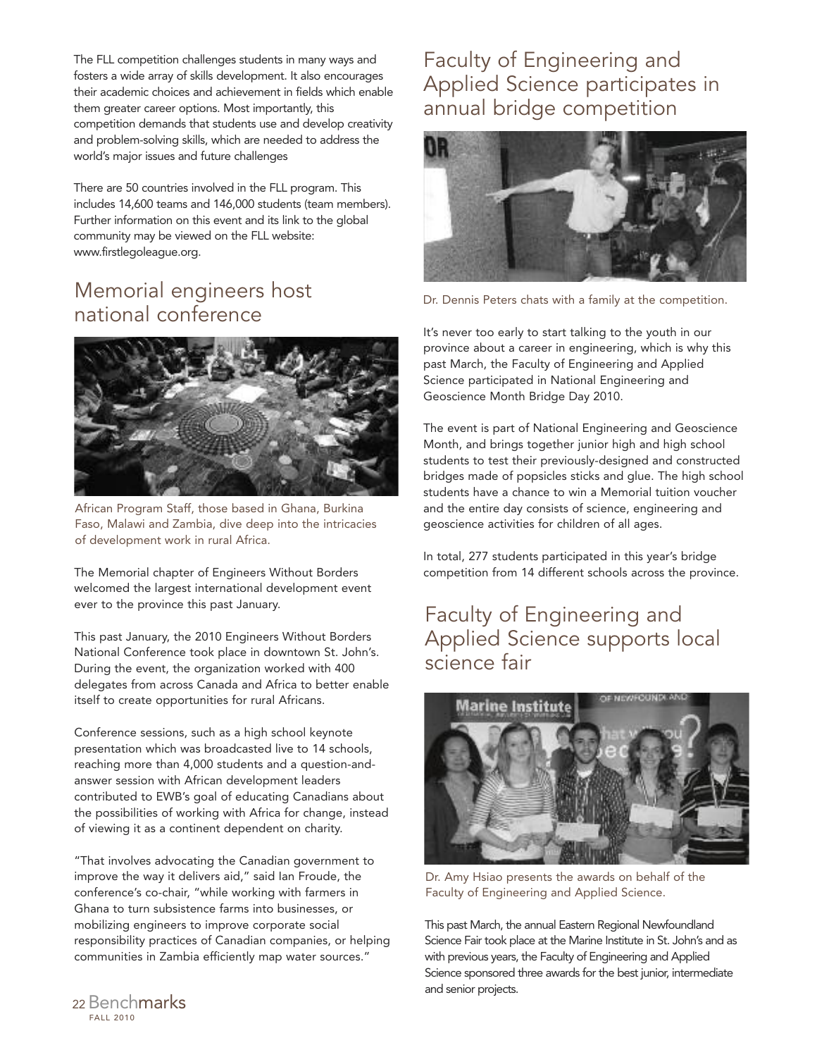The FLL competition challenges students in many ways and fosters a wide array of skills development. It also encourages their academic choices and achievement in fields which enable them greater career options. Most importantly, this competition demands that students use and develop creativity and problem-solving skills, which are needed to address the world's major issues and future challenges

There are 50 countries involved in the FLL program. This includes 14,600 teams and 146,000 students (team members). Further information on this event and its link to the global community may be viewed on the FLL website: www.firstlegoleague.org.

## Memorial engineers host national conference

African Program Staff, those based in Ghana, Burkina Faso, Malawi and Zambia, dive deep into the intricacies of development work in rural Africa.

The Memorial chapter of Engineers Without Borders welcomed the largest international development event ever to the province this past January.

This past January, the 2010 Engineers Without Borders National Conference took place in downtown St. John's. During the event, the organization worked with 400 delegates from across Canada and Africa to better enable itself to create opportunities for rural Africans.

Conference sessions, such as a high school keynote presentation which was broadcasted live to 14 schools, reaching more than 4,000 students and a question-and-answer session with African development leaders contributed to EWB's goal of educating Canadians about the possibilities of working with Africa for change, instead of viewing it as a continent dependent on charity.

"That involves advocating the Canadian government to improve the way it delivers aid," said Ian Froude, the conference's co-chair, "while working with farmers in Ghana to turn subsistence farms into businesses, or mobilizing engineers to improve corporate social responsibility practices of Canadian companies, or helping communities in Zambia efficiently map water sources."

## Faculty of Engineering and Applied Science participates in annual bridge competition

Dr. Dennis Peters chats with a family at the competition.

It's never too early to start talking to the youth in our province about a career in engineering, which is why this past March, the Faculty of Engineering and Applied Science participated in National Engineering and Geoscience Month Bridge Day 2010.

The event is part of National Engineering and Geoscience Month, and brings together junior high and high school students to test their previously-designed and constructed bridges made of popsicles sticks and glue. The high school students have a chance to win a Memorial tuition voucher and the entire day consists of science, engineering and geoscience activities for children of all ages.

In total, 277 students participated in this year's bridge competition from 14 different schools across the province.

## Faculty of Engineering and Applied Science supports local science fair

Dr. Amy Hsiao presents the awards on behalf of the Faculty of Engineering and Applied Science.

This past March, the annual Eastern Regional Newfoundland Science Fair took place at the Marine Institute in St. John's and as with previous years, the Faculty of Engineering and Applied Science sponsored three awards for the best junior, intermediate and senior projects.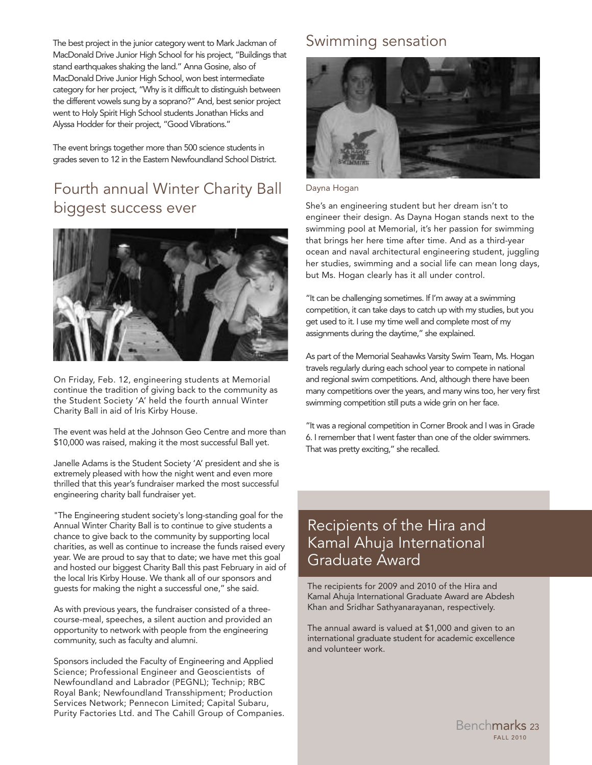The best project in the junior category went to Mark Jackman of MacDonald Drive Junior High School for his project, "Buildings that stand earthquakes shaking the land." Anna Gosine, also of MacDonald Drive Junior High School, won best intermediate category for her project, "Why is it difficult to distinguish between the different vowels sung by a soprano?" And, best senior project went to Holy Spirit High School students Jonathan Hicks and Alyssa Hodder for their project, "Good Vibrations."

The event brings together more than 500 science students in grades seven to 12 in the Eastern Newfoundland School District.

## Fourth annual Winter Charity Ball biggest success ever

On Friday, Feb. 12, engineering students at Memorial continue the tradition of giving back to the community as the Student Society 'A' held the fourth annual Winter Charity Ball in aid of Iris Kirby House.

The event was held at the Johnson Geo Centre and more than $10,000 was raised, making it the most successful Ball yet.

Janelle Adams is the Student Society 'A' president and she is extremely pleased with how the night went and even more thrilled that this year's fundraiser marked the most successful engineering charity ball fundraiser yet.

"The Engineering student society's long-standing goal for the Annual Winter Charity Ball is to continue to give students a chance to give back to the community by supporting local charities, as well as continue to increase the funds raised every year. We are proud to say that to date; we have met this goal and hosted our biggest Charity Ball this past February in aid of the local Iris Kirby House. We thank all of our sponsors and guests for making the night a successful one," she said.

As with previous years, the fundraiser consisted of a three-course-meal, speeches, a silent auction and provided an opportunity to network with people from the engineering community, such as faculty and alumni.

Sponsors included the Faculty of Engineering and Applied Science; Professional Engineer and Geoscientists of Newfoundland and Labrador (PEGNL); Technip; RBC Royal Bank; Newfoundland Transshipment; Production Services Network; Pennecon Limited; Capital Subaru, Purity Factories Ltd. and The Cahill Group of Companies.

## Swimming sensation

Dayna Hogan

She's an engineering student but her dream isn't to engineer their design. As Dayna Hogan stands next to the swimming pool at Memorial, it's her passion for swimming that brings her here time after time. And as a third-year ocean and naval architectural engineering student, juggling her studies, swimming and a social life can mean long days, but Ms. Hogan clearly has it all under control.

"It can be challenging sometimes. If I'm away at a swimming competition, it can take days to catch up with my studies, but you get used to it. I use my time well and complete most of my assignments during the daytime," she explained.

As part of the Memorial Seahawks Varsity Swim Team, Ms. Hogan travels regularly during each school year to compete in national and regional swim competitions. And, although there have been many competitions over the years, and many wins too, her very first swimming competition still puts a wide grin on her face.

"It was a regional competition in Corner Brook and I was in Grade 6. I remember that I went faster than one of the older swimmers. That was pretty exciting," she recalled.

## Recipients of the Hira and Kamal Ahuja International Graduate Award

The recipients for 2009 and 2010 of the Hira and Kamal Ahuja International Graduate Award are Abdesh Khan and Sridhar Sathyanarayanan, respectively.

The annual award is valued at $1,000 and given to an international graduate student for academic excellence and volunteer work.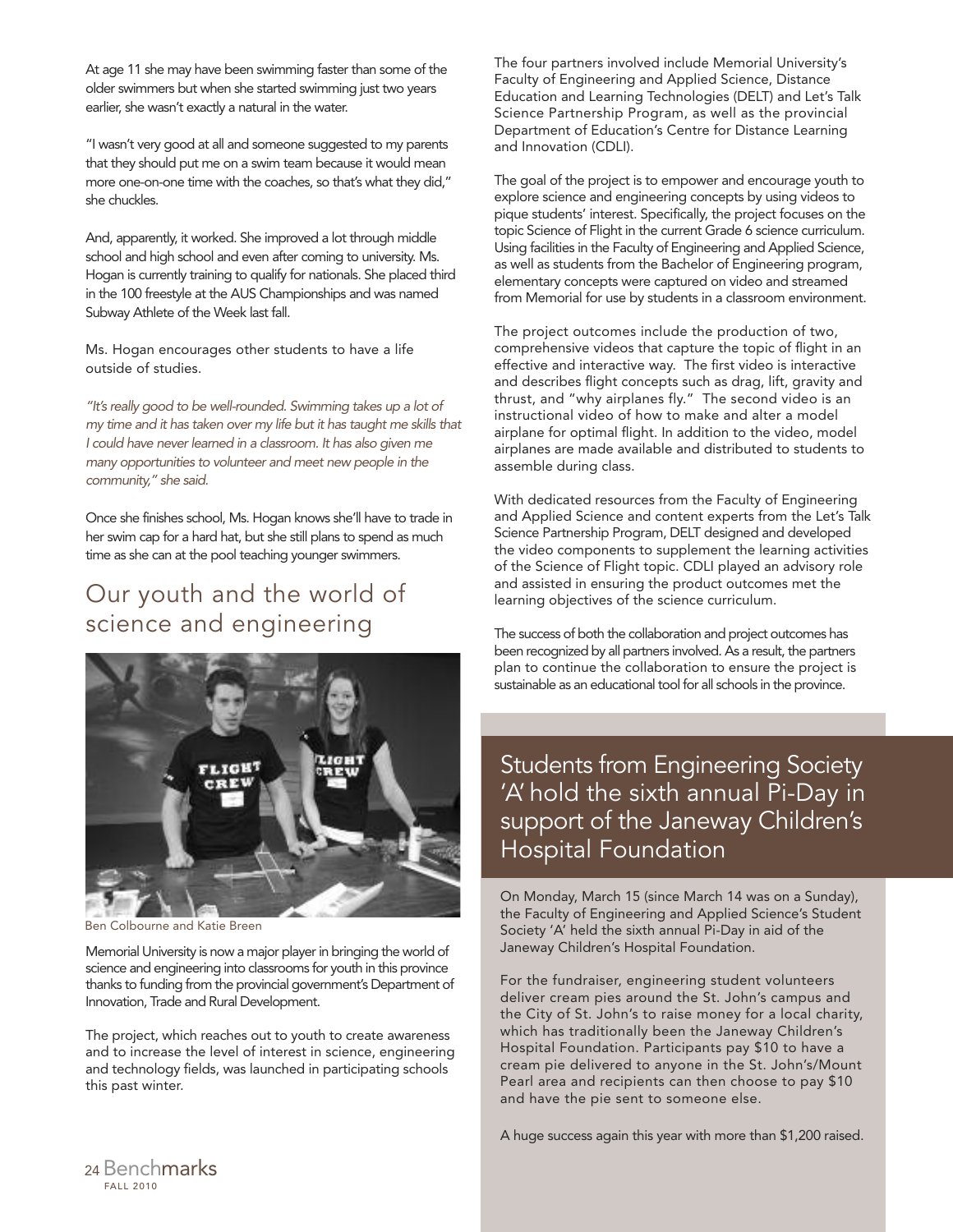At age 11 she may have been swimming faster than some of the older swimmers but when she started swimming just two years earlier, she wasn't exactly a natural in the water.

"I wasn't very good at all and someone suggested to my parents that they should put me on a swim team because it would mean more one-on-one time with the coaches, so that's what they did," she chuckles.

And, apparently, it worked. She improved a lot through middle school and high school and even after coming to university. Ms. Hogan is currently training to qualify for nationals. She placed third in the 100 freestyle at the AUS Championships and was named Subway Athlete of the Week last fall.

Ms. Hogan encourages other students to have a life outside of studies.

*"It's really good to be well-rounded. Swimming takes up a lot of my time and it has taken over my life but it has taught me skills that I could have never learned in a classroom. It has also given me many opportunities to volunteer and meet new people in the community," she said.*

Once she finishes school, Ms. Hogan knows she'll have to trade in her swim cap for a hard hat, but she still plans to spend as much time as she can at the pool teaching younger swimmers.

## Our youth and the world of science and engineering

Ben Colbourne and Katie Breen

Memorial University is now a major player in bringing the world of science and engineering into classrooms for youth in this province thanks to funding from the provincial government's Department of Innovation, Trade and Rural Development.

The project, which reaches out to youth to create awareness and to increase the level of interest in science, engineering and technology fields, was launched in participating schools this past winter.

The four partners involved include Memorial University's Faculty of Engineering and Applied Science, Distance Education and Learning Technologies (DELT) and Let's Talk Science Partnership Program, as well as the provincial Department of Education's Centre for Distance Learning and Innovation (CDLI).

The goal of the project is to empower and encourage youth to explore science and engineering concepts by using videos to pique students' interest. Specifically, the project focuses on the topic Science of Flight in the current Grade 6 science curriculum. Using facilities in the Faculty of Engineering and Applied Science, as well as students from the Bachelor of Engineering program, elementary concepts were captured on video and streamed from Memorial for use by students in a classroom environment.

The project outcomes include the production of two, comprehensive videos that capture the topic of flight in an effective and interactive way. The first video is interactive and describes flight concepts such as drag, lift, gravity and thrust, and "why airplanes fly." The second video is an instructional video of how to make and alter a model airplane for optimal flight. In addition to the video, model airplanes are made available and distributed to students to assemble during class.

With dedicated resources from the Faculty of Engineering and Applied Science and content experts from the Let's Talk Science Partnership Program, DELT designed and developed the video components to supplement the learning activities of the Science of Flight topic. CDLI played an advisory role and assisted in ensuring the product outcomes met the learning objectives of the science curriculum.

The success of both the collaboration and project outcomes has been recognized by all partners involved. As a result, the partners plan to continue the collaboration to ensure the project is sustainable as an educational tool for all schools in the province.

## Students from Engineering Society 'A' hold the sixth annual Pi-Day in support of the Janeway Children's Hospital Foundation

On Monday, March 15 (since March 14 was on a Sunday), the Faculty of Engineering and Applied Science's Student Society 'A' held the sixth annual Pi-Day in aid of the Janeway Children's Hospital Foundation.

For the fundraiser, engineering student volunteers deliver cream pies around the St. John's campus and the City of St. John's to raise money for a local charity, which has traditionally been the Janeway Children's Hospital Foundation. Participants pay $10 to have a cream pie delivered to anyone in the St. John's/Mount Pearl area and recipients can then choose to pay $10 and have the pie sent to someone else.

A huge success again this year with more than $1,200 raised.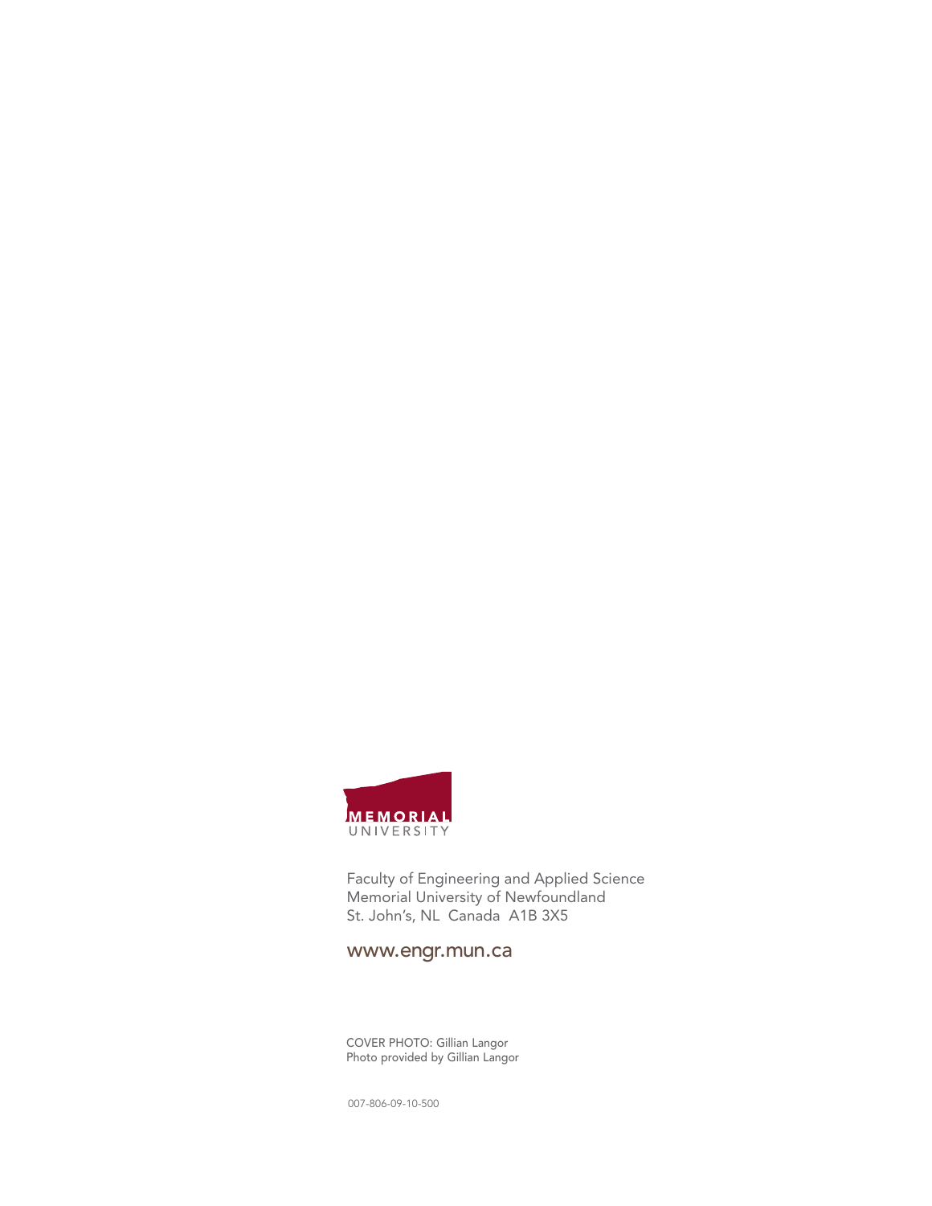MEMORIAL
UNIVERSITY

Faculty of Engineering and Applied Science
Memorial University of Newfoundland
St. John's, NL Canada A1B 3X5

www.engr.mun.ca

COVER PHOTO: Gillian Langor
Photo provided by Gillian Langor

007-806-09-10-500